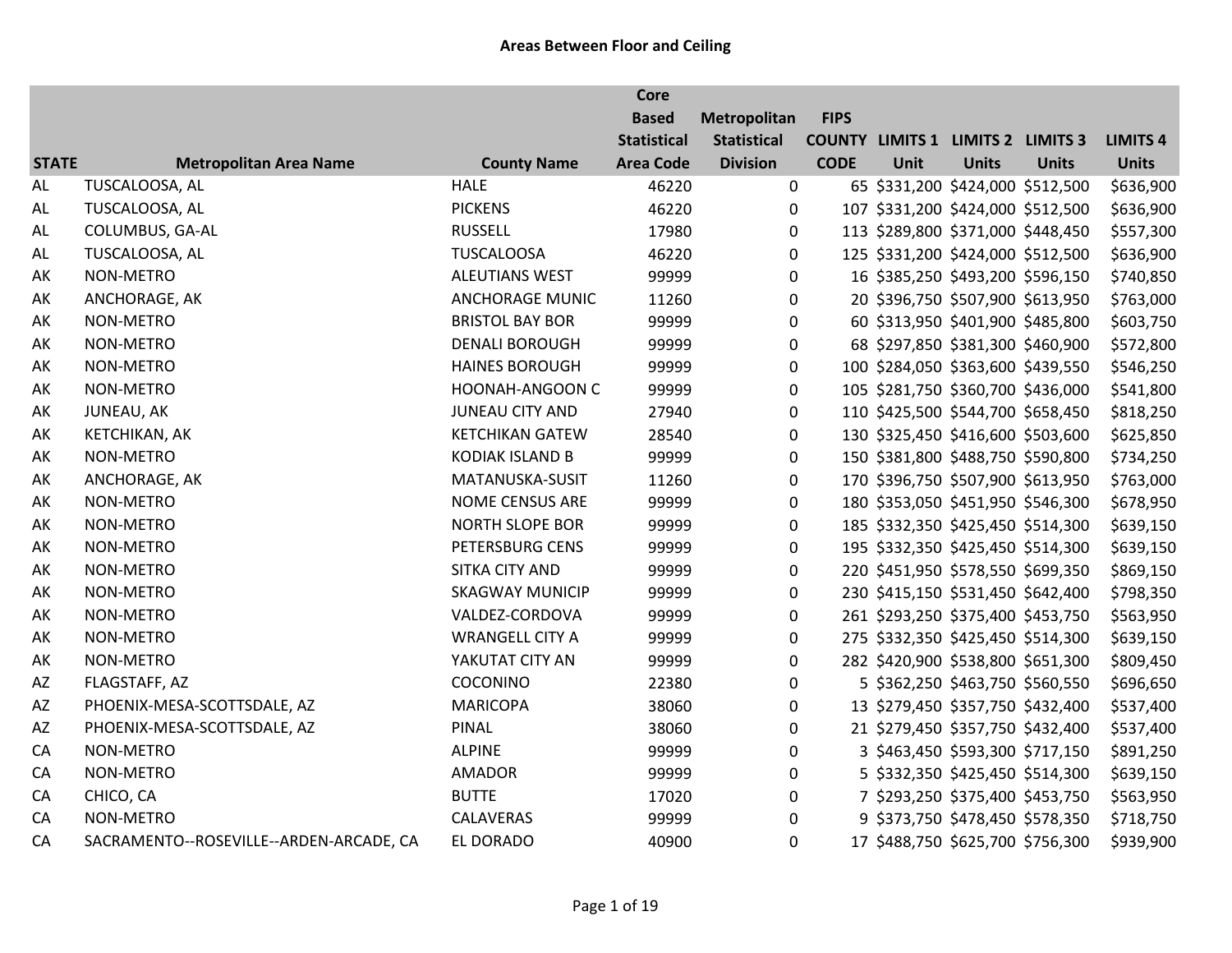# Areas Between Floor and Ceiling

| STATE | Metropolitan Area Name | County Name | Core Based Statistical Area Code | Metropolitan Statistical Division | FIPS COUNTY CODE | LIMITS 1 Unit | LIMITS 2 Units | LIMITS 3 Units | LIMITS 4 Units |
|---|---|---|---|---|---|---|---|---|---|
| AL | TUSCALOOSA, AL | HALE | 46220 | 0 | 65 | $331,200 | $424,000 | $512,500 | $636,900 |
| AL | TUSCALOOSA, AL | PICKENS | 46220 | 0 | 107 | $331,200 | $424,000 | $512,500 | $636,900 |
| AL | COLUMBUS, GA-AL | RUSSELL | 17980 | 0 | 113 | $289,800 | $371,000 | $448,450 | $557,300 |
| AL | TUSCALOOSA, AL | TUSCALOOSA | 46220 | 0 | 125 | $331,200 | $424,000 | $512,500 | $636,900 |
| AK | NON-METRO | ALEUTIANS WEST | 99999 | 0 | 16 | $385,250 | $493,200 | $596,150 | $740,850 |
| AK | ANCHORAGE, AK | ANCHORAGE MUNIC | 11260 | 0 | 20 | $396,750 | $507,900 | $613,950 | $763,000 |
| AK | NON-METRO | BRISTOL BAY BOR | 99999 | 0 | 60 | $313,950 | $401,900 | $485,800 | $603,750 |
| AK | NON-METRO | DENALI BOROUGH | 99999 | 0 | 68 | $297,850 | $381,300 | $460,900 | $572,800 |
| AK | NON-METRO | HAINES BOROUGH | 99999 | 0 | 100 | $284,050 | $363,600 | $439,550 | $546,250 |
| AK | NON-METRO | HOONAH-ANGOON C | 99999 | 0 | 105 | $281,750 | $360,700 | $436,000 | $541,800 |
| AK | JUNEAU, AK | JUNEAU CITY AND | 27940 | 0 | 110 | $425,500 | $544,700 | $658,450 | $818,250 |
| AK | KETCHIKAN, AK | KETCHIKAN GATEW | 28540 | 0 | 130 | $325,450 | $416,600 | $503,600 | $625,850 |
| AK | NON-METRO | KODIAK ISLAND B | 99999 | 0 | 150 | $381,800 | $488,750 | $590,800 | $734,250 |
| AK | ANCHORAGE, AK | MATANUSKA-SUSIT | 11260 | 0 | 170 | $396,750 | $507,900 | $613,950 | $763,000 |
| AK | NON-METRO | NOME CENSUS ARE | 99999 | 0 | 180 | $353,050 | $451,950 | $546,300 | $678,950 |
| AK | NON-METRO | NORTH SLOPE BOR | 99999 | 0 | 185 | $332,350 | $425,450 | $514,300 | $639,150 |
| AK | NON-METRO | PETERSBURG CENS | 99999 | 0 | 195 | $332,350 | $425,450 | $514,300 | $639,150 |
| AK | NON-METRO | SITKA CITY AND | 99999 | 0 | 220 | $451,950 | $578,550 | $699,350 | $869,150 |
| AK | NON-METRO | SKAGWAY MUNICIP | 99999 | 0 | 230 | $415,150 | $531,450 | $642,400 | $798,350 |
| AK | NON-METRO | VALDEZ-CORDOVA | 99999 | 0 | 261 | $293,250 | $375,400 | $453,750 | $563,950 |
| AK | NON-METRO | WRANGELL CITY A | 99999 | 0 | 275 | $332,350 | $425,450 | $514,300 | $639,150 |
| AK | NON-METRO | YAKUTAT CITY AN | 99999 | 0 | 282 | $420,900 | $538,800 | $651,300 | $809,450 |
| AZ | FLAGSTAFF, AZ | COCONINO | 22380 | 0 | 5 | $362,250 | $463,750 | $560,550 | $696,650 |
| AZ | PHOENIX-MESA-SCOTTSDALE, AZ | MARICOPA | 38060 | 0 | 13 | $279,450 | $357,750 | $432,400 | $537,400 |
| AZ | PHOENIX-MESA-SCOTTSDALE, AZ | PINAL | 38060 | 0 | 21 | $279,450 | $357,750 | $432,400 | $537,400 |
| CA | NON-METRO | ALPINE | 99999 | 0 | 3 | $463,450 | $593,300 | $717,150 | $891,250 |
| CA | NON-METRO | AMADOR | 99999 | 0 | 5 | $332,350 | $425,450 | $514,300 | $639,150 |
| CA | CHICO, CA | BUTTE | 17020 | 0 | 7 | $293,250 | $375,400 | $453,750 | $563,950 |
| CA | NON-METRO | CALAVERAS | 99999 | 0 | 9 | $373,750 | $478,450 | $578,350 | $718,750 |
| CA | SACRAMENTO--ROSEVILLE--ARDEN-ARCADE, CA | EL DORADO | 40900 | 0 | 17 | $488,750 | $625,700 | $756,300 | $939,900 |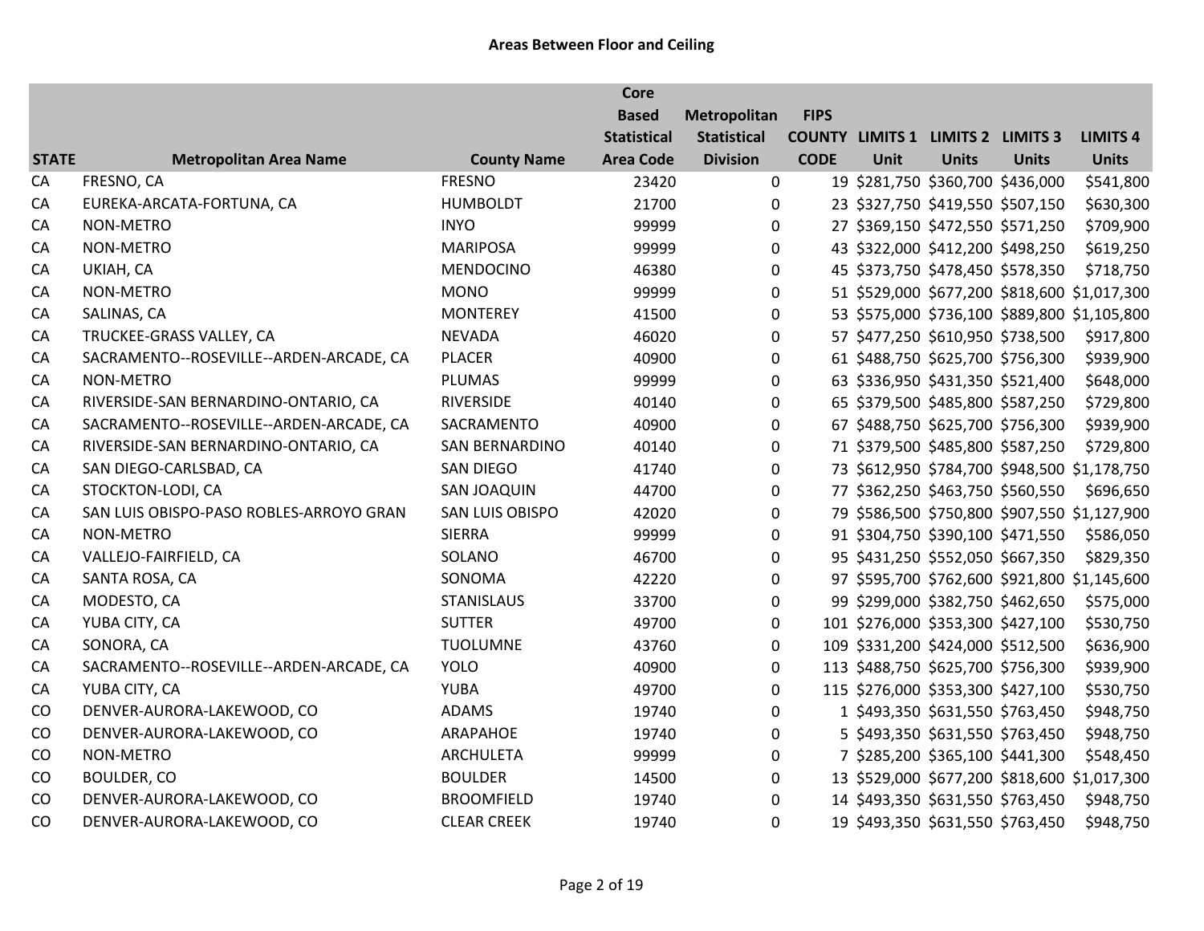# Areas Between Floor and Ceiling

| STATE | Metropolitan Area Name | County Name | Core Based Statistical Area Code | Metropolitan Statistical Division | FIPS COUNTY CODE | LIMITS 1 Unit | LIMITS 2 Units | LIMITS 3 Units | LIMITS 4 Units |
|---|---|---|---|---|---|---|---|---|---|
| CA | FRESNO, CA | FRESNO | 23420 | 0 | 19 | $281,750 | $360,700 | $436,000 | $541,800 |
| CA | EUREKA-ARCATA-FORTUNA, CA | HUMBOLDT | 21700 | 0 | 23 | $327,750 | $419,550 | $507,150 | $630,300 |
| CA | NON-METRO | INYO | 99999 | 0 | 27 | $369,150 | $472,550 | $571,250 | $709,900 |
| CA | NON-METRO | MARIPOSA | 99999 | 0 | 43 | $322,000 | $412,200 | $498,250 | $619,250 |
| CA | UKIAH, CA | MENDOCINO | 46380 | 0 | 45 | $373,750 | $478,450 | $578,350 | $718,750 |
| CA | NON-METRO | MONO | 99999 | 0 | 51 | $529,000 | $677,200 | $818,600 | $1,017,300 |
| CA | SALINAS, CA | MONTEREY | 41500 | 0 | 53 | $575,000 | $736,100 | $889,800 | $1,105,800 |
| CA | TRUCKEE-GRASS VALLEY, CA | NEVADA | 46020 | 0 | 57 | $477,250 | $610,950 | $738,500 | $917,800 |
| CA | SACRAMENTO--ROSEVILLE--ARDEN-ARCADE, CA | PLACER | 40900 | 0 | 61 | $488,750 | $625,700 | $756,300 | $939,900 |
| CA | NON-METRO | PLUMAS | 99999 | 0 | 63 | $336,950 | $431,350 | $521,400 | $648,000 |
| CA | RIVERSIDE-SAN BERNARDINO-ONTARIO, CA | RIVERSIDE | 40140 | 0 | 65 | $379,500 | $485,800 | $587,250 | $729,800 |
| CA | SACRAMENTO--ROSEVILLE--ARDEN-ARCADE, CA | SACRAMENTO | 40900 | 0 | 67 | $488,750 | $625,700 | $756,300 | $939,900 |
| CA | RIVERSIDE-SAN BERNARDINO-ONTARIO, CA | SAN BERNARDINO | 40140 | 0 | 71 | $379,500 | $485,800 | $587,250 | $729,800 |
| CA | SAN DIEGO-CARLSBAD, CA | SAN DIEGO | 41740 | 0 | 73 | $612,950 | $784,700 | $948,500 | $1,178,750 |
| CA | STOCKTON-LODI, CA | SAN JOAQUIN | 44700 | 0 | 77 | $362,250 | $463,750 | $560,550 | $696,650 |
| CA | SAN LUIS OBISPO-PASO ROBLES-ARROYO GRAN | SAN LUIS OBISPO | 42020 | 0 | 79 | $586,500 | $750,800 | $907,550 | $1,127,900 |
| CA | NON-METRO | SIERRA | 99999 | 0 | 91 | $304,750 | $390,100 | $471,550 | $586,050 |
| CA | VALLEJO-FAIRFIELD, CA | SOLANO | 46700 | 0 | 95 | $431,250 | $552,050 | $667,350 | $829,350 |
| CA | SANTA ROSA, CA | SONOMA | 42220 | 0 | 97 | $595,700 | $762,600 | $921,800 | $1,145,600 |
| CA | MODESTO, CA | STANISLAUS | 33700 | 0 | 99 | $299,000 | $382,750 | $462,650 | $575,000 |
| CA | YUBA CITY, CA | SUTTER | 49700 | 0 | 101 | $276,000 | $353,300 | $427,100 | $530,750 |
| CA | SONORA, CA | TUOLUMNE | 43760 | 0 | 109 | $331,200 | $424,000 | $512,500 | $636,900 |
| CA | SACRAMENTO--ROSEVILLE--ARDEN-ARCADE, CA | YOLO | 40900 | 0 | 113 | $488,750 | $625,700 | $756,300 | $939,900 |
| CA | YUBA CITY, CA | YUBA | 49700 | 0 | 115 | $276,000 | $353,300 | $427,100 | $530,750 |
| CO | DENVER-AURORA-LAKEWOOD, CO | ADAMS | 19740 | 0 | 1 | $493,350 | $631,550 | $763,450 | $948,750 |
| CO | DENVER-AURORA-LAKEWOOD, CO | ARAPAHOE | 19740 | 0 | 5 | $493,350 | $631,550 | $763,450 | $948,750 |
| CO | NON-METRO | ARCHULETA | 99999 | 0 | 7 | $285,200 | $365,100 | $441,300 | $548,450 |
| CO | BOULDER, CO | BOULDER | 14500 | 0 | 13 | $529,000 | $677,200 | $818,600 | $1,017,300 |
| CO | DENVER-AURORA-LAKEWOOD, CO | BROOMFIELD | 19740 | 0 | 14 | $493,350 | $631,550 | $763,450 | $948,750 |
| CO | DENVER-AURORA-LAKEWOOD, CO | CLEAR CREEK | 19740 | 0 | 19 | $493,350 | $631,550 | $763,450 | $948,750 |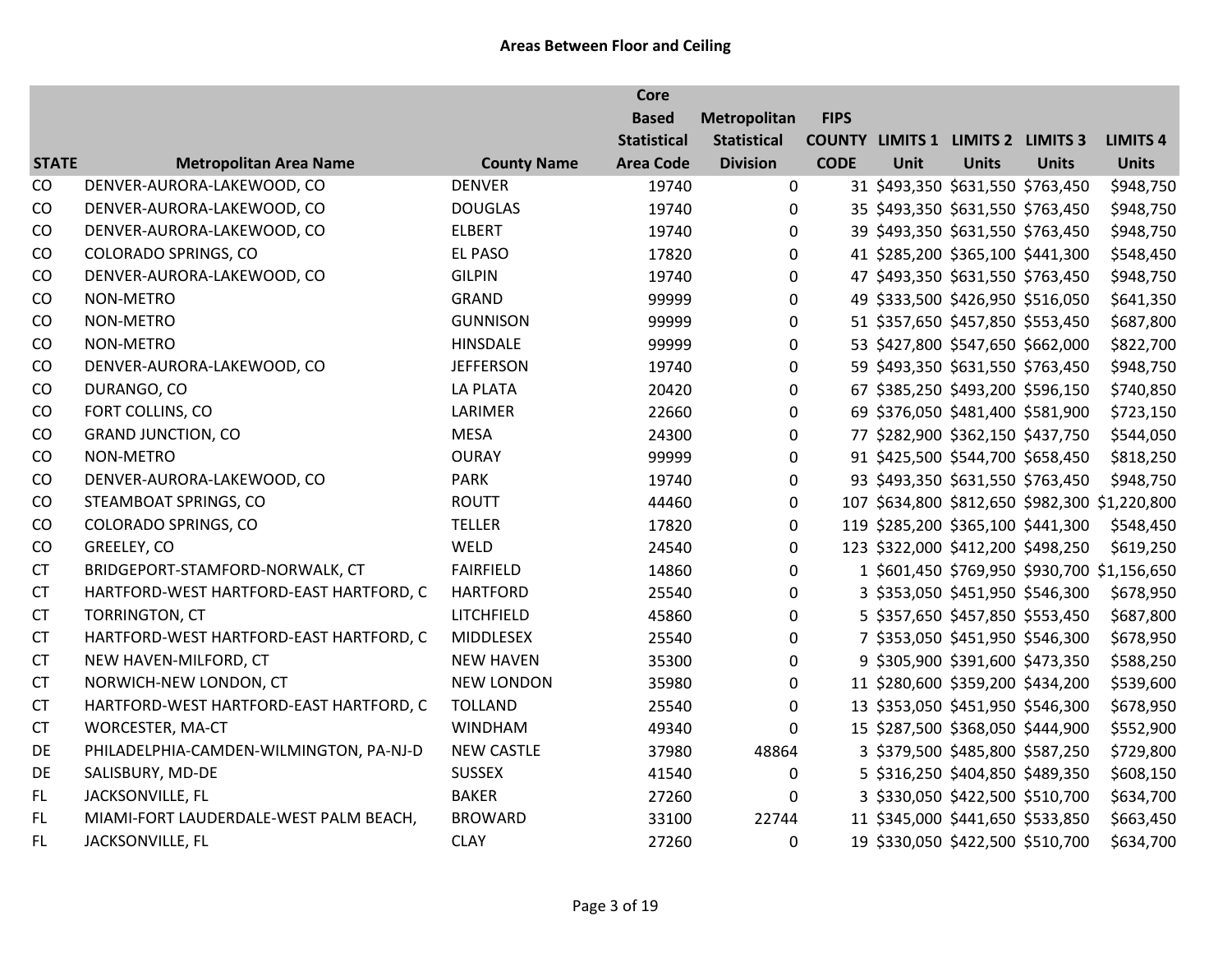## Areas Between Floor and Ceiling

| STATE | Metropolitan Area Name | County Name | Core Based Statistical Area Code | Metropolitan Statistical Division | FIPS COUNTY CODE | LIMITS 1 Unit | LIMITS 2 Units | LIMITS 3 Units | LIMITS 4 Units |
|---|---|---|---|---|---|---|---|---|---|
| CO | DENVER-AURORA-LAKEWOOD, CO | DENVER | 19740 | 0 | 31 | $493,350 | $631,550 | $763,450 | $948,750 |
| CO | DENVER-AURORA-LAKEWOOD, CO | DOUGLAS | 19740 | 0 | 35 | $493,350 | $631,550 | $763,450 | $948,750 |
| CO | DENVER-AURORA-LAKEWOOD, CO | ELBERT | 19740 | 0 | 39 | $493,350 | $631,550 | $763,450 | $948,750 |
| CO | COLORADO SPRINGS, CO | EL PASO | 17820 | 0 | 41 | $285,200 | $365,100 | $441,300 | $548,450 |
| CO | DENVER-AURORA-LAKEWOOD, CO | GILPIN | 19740 | 0 | 47 | $493,350 | $631,550 | $763,450 | $948,750 |
| CO | NON-METRO | GRAND | 99999 | 0 | 49 | $333,500 | $426,950 | $516,050 | $641,350 |
| CO | NON-METRO | GUNNISON | 99999 | 0 | 51 | $357,650 | $457,850 | $553,450 | $687,800 |
| CO | NON-METRO | HINSDALE | 99999 | 0 | 53 | $427,800 | $547,650 | $662,000 | $822,700 |
| CO | DENVER-AURORA-LAKEWOOD, CO | JEFFERSON | 19740 | 0 | 59 | $493,350 | $631,550 | $763,450 | $948,750 |
| CO | DURANGO, CO | LA PLATA | 20420 | 0 | 67 | $385,250 | $493,200 | $596,150 | $740,850 |
| CO | FORT COLLINS, CO | LARIMER | 22660 | 0 | 69 | $376,050 | $481,400 | $581,900 | $723,150 |
| CO | GRAND JUNCTION, CO | MESA | 24300 | 0 | 77 | $282,900 | $362,150 | $437,750 | $544,050 |
| CO | NON-METRO | OURAY | 99999 | 0 | 91 | $425,500 | $544,700 | $658,450 | $818,250 |
| CO | DENVER-AURORA-LAKEWOOD, CO | PARK | 19740 | 0 | 93 | $493,350 | $631,550 | $763,450 | $948,750 |
| CO | STEAMBOAT SPRINGS, CO | ROUTT | 44460 | 0 | 107 | $634,800 | $812,650 | $982,300 | $1,220,800 |
| CO | COLORADO SPRINGS, CO | TELLER | 17820 | 0 | 119 | $285,200 | $365,100 | $441,300 | $548,450 |
| CO | GREELEY, CO | WELD | 24540 | 0 | 123 | $322,000 | $412,200 | $498,250 | $619,250 |
| CT | BRIDGEPORT-STAMFORD-NORWALK, CT | FAIRFIELD | 14860 | 0 | 1 | $601,450 | $769,950 | $930,700 | $1,156,650 |
| CT | HARTFORD-WEST HARTFORD-EAST HARTFORD, C | HARTFORD | 25540 | 0 | 3 | $353,050 | $451,950 | $546,300 | $678,950 |
| CT | TORRINGTON, CT | LITCHFIELD | 45860 | 0 | 5 | $357,650 | $457,850 | $553,450 | $687,800 |
| CT | HARTFORD-WEST HARTFORD-EAST HARTFORD, C | MIDDLESEX | 25540 | 0 | 7 | $353,050 | $451,950 | $546,300 | $678,950 |
| CT | NEW HAVEN-MILFORD, CT | NEW HAVEN | 35300 | 0 | 9 | $305,900 | $391,600 | $473,350 | $588,250 |
| CT | NORWICH-NEW LONDON, CT | NEW LONDON | 35980 | 0 | 11 | $280,600 | $359,200 | $434,200 | $539,600 |
| CT | HARTFORD-WEST HARTFORD-EAST HARTFORD, C | TOLLAND | 25540 | 0 | 13 | $353,050 | $451,950 | $546,300 | $678,950 |
| CT | WORCESTER, MA-CT | WINDHAM | 49340 | 0 | 15 | $287,500 | $368,050 | $444,900 | $552,900 |
| DE | PHILADELPHIA-CAMDEN-WILMINGTON, PA-NJ-D | NEW CASTLE | 37980 | 48864 | 3 | $379,500 | $485,800 | $587,250 | $729,800 |
| DE | SALISBURY, MD-DE | SUSSEX | 41540 | 0 | 5 | $316,250 | $404,850 | $489,350 | $608,150 |
| FL | JACKSONVILLE, FL | BAKER | 27260 | 0 | 3 | $330,050 | $422,500 | $510,700 | $634,700 |
| FL | MIAMI-FORT LAUDERDALE-WEST PALM BEACH, | BROWARD | 33100 | 22744 | 11 | $345,000 | $441,650 | $533,850 | $663,450 |
| FL | JACKSONVILLE, FL | CLAY | 27260 | 0 | 19 | $330,050 | $422,500 | $510,700 | $634,700 |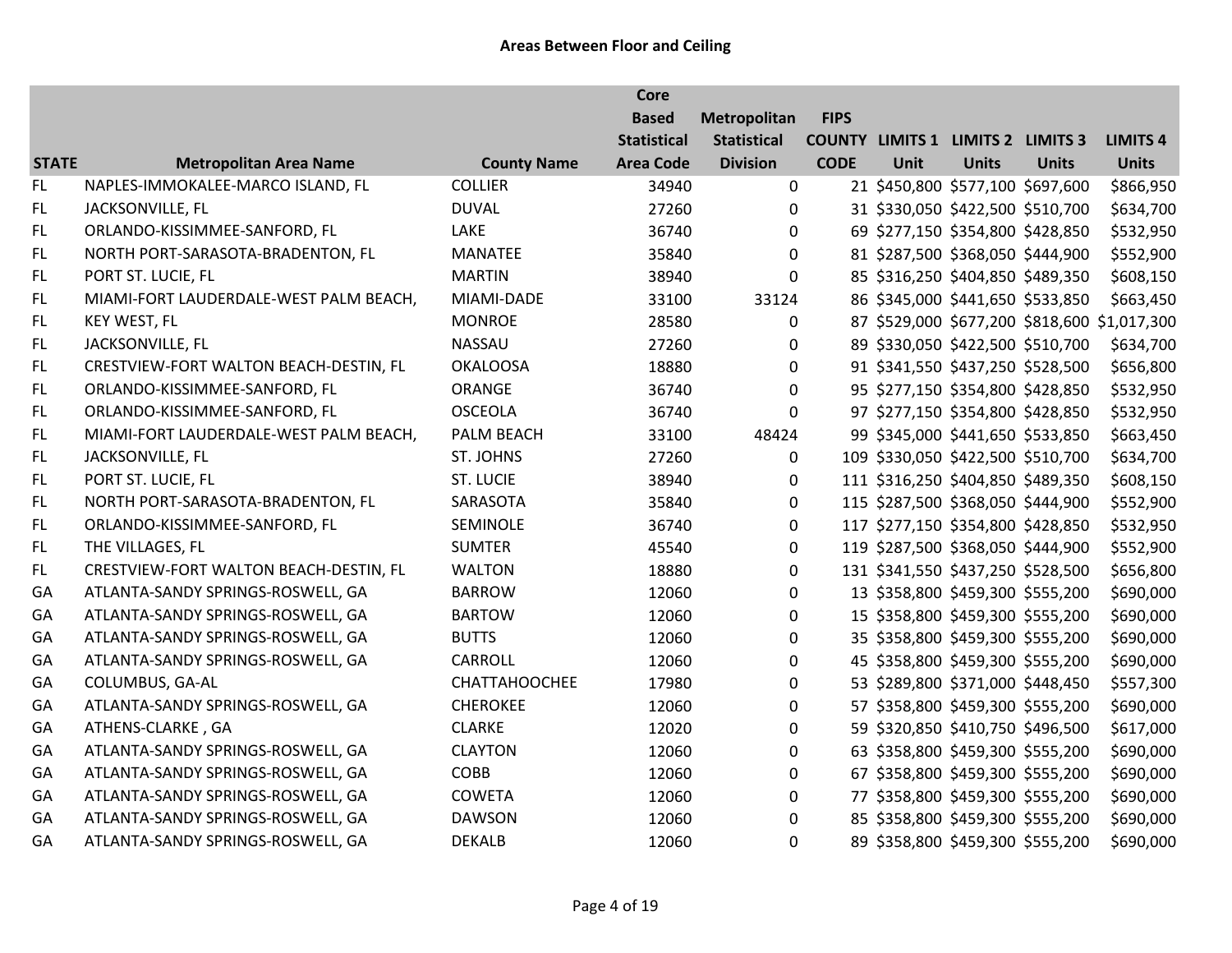**Areas Between Floor and Ceiling**

| STATE | Metropolitan Area Name | County Name | Core Based Statistical Area Code | Metropolitan Statistical Division | FIPS COUNTY CODE | LIMITS 1 Unit | LIMITS 2 Units | LIMITS 3 Units | LIMITS 4 Units |
|---|---|---|---|---|---|---|---|---|---|
| FL | NAPLES-IMMOKALEE-MARCO ISLAND, FL | COLLIER | 34940 | 0 | 21 | $450,800 | $577,100 | $697,600 | $866,950 |
| FL | JACKSONVILLE, FL | DUVAL | 27260 | 0 | 31 | $330,050 | $422,500 | $510,700 | $634,700 |
| FL | ORLANDO-KISSIMMEE-SANFORD, FL | LAKE | 36740 | 0 | 69 | $277,150 | $354,800 | $428,850 | $532,950 |
| FL | NORTH PORT-SARASOTA-BRADENTON, FL | MANATEE | 35840 | 0 | 81 | $287,500 | $368,050 | $444,900 | $552,900 |
| FL | PORT ST. LUCIE, FL | MARTIN | 38940 | 0 | 85 | $316,250 | $404,850 | $489,350 | $608,150 |
| FL | MIAMI-FORT LAUDERDALE-WEST PALM BEACH, | MIAMI-DADE | 33100 | 33124 | 86 | $345,000 | $441,650 | $533,850 | $663,450 |
| FL | KEY WEST, FL | MONROE | 28580 | 0 | 87 | $529,000 | $677,200 | $818,600 | $1,017,300 |
| FL | JACKSONVILLE, FL | NASSAU | 27260 | 0 | 89 | $330,050 | $422,500 | $510,700 | $634,700 |
| FL | CRESTVIEW-FORT WALTON BEACH-DESTIN, FL | OKALOOSA | 18880 | 0 | 91 | $341,550 | $437,250 | $528,500 | $656,800 |
| FL | ORLANDO-KISSIMMEE-SANFORD, FL | ORANGE | 36740 | 0 | 95 | $277,150 | $354,800 | $428,850 | $532,950 |
| FL | ORLANDO-KISSIMMEE-SANFORD, FL | OSCEOLA | 36740 | 0 | 97 | $277,150 | $354,800 | $428,850 | $532,950 |
| FL | MIAMI-FORT LAUDERDALE-WEST PALM BEACH, | PALM BEACH | 33100 | 48424 | 99 | $345,000 | $441,650 | $533,850 | $663,450 |
| FL | JACKSONVILLE, FL | ST. JOHNS | 27260 | 0 | 109 | $330,050 | $422,500 | $510,700 | $634,700 |
| FL | PORT ST. LUCIE, FL | ST. LUCIE | 38940 | 0 | 111 | $316,250 | $404,850 | $489,350 | $608,150 |
| FL | NORTH PORT-SARASOTA-BRADENTON, FL | SARASOTA | 35840 | 0 | 115 | $287,500 | $368,050 | $444,900 | $552,900 |
| FL | ORLANDO-KISSIMMEE-SANFORD, FL | SEMINOLE | 36740 | 0 | 117 | $277,150 | $354,800 | $428,850 | $532,950 |
| FL | THE VILLAGES, FL | SUMTER | 45540 | 0 | 119 | $287,500 | $368,050 | $444,900 | $552,900 |
| FL | CRESTVIEW-FORT WALTON BEACH-DESTIN, FL | WALTON | 18880 | 0 | 131 | $341,550 | $437,250 | $528,500 | $656,800 |
| GA | ATLANTA-SANDY SPRINGS-ROSWELL, GA | BARROW | 12060 | 0 | 13 | $358,800 | $459,300 | $555,200 | $690,000 |
| GA | ATLANTA-SANDY SPRINGS-ROSWELL, GA | BARTOW | 12060 | 0 | 15 | $358,800 | $459,300 | $555,200 | $690,000 |
| GA | ATLANTA-SANDY SPRINGS-ROSWELL, GA | BUTTS | 12060 | 0 | 35 | $358,800 | $459,300 | $555,200 | $690,000 |
| GA | ATLANTA-SANDY SPRINGS-ROSWELL, GA | CARROLL | 12060 | 0 | 45 | $358,800 | $459,300 | $555,200 | $690,000 |
| GA | COLUMBUS, GA-AL | CHATTAHOOCHEE | 17980 | 0 | 53 | $289,800 | $371,000 | $448,450 | $557,300 |
| GA | ATLANTA-SANDY SPRINGS-ROSWELL, GA | CHEROKEE | 12060 | 0 | 57 | $358,800 | $459,300 | $555,200 | $690,000 |
| GA | ATHENS-CLARKE , GA | CLARKE | 12020 | 0 | 59 | $320,850 | $410,750 | $496,500 | $617,000 |
| GA | ATLANTA-SANDY SPRINGS-ROSWELL, GA | CLAYTON | 12060 | 0 | 63 | $358,800 | $459,300 | $555,200 | $690,000 |
| GA | ATLANTA-SANDY SPRINGS-ROSWELL, GA | COBB | 12060 | 0 | 67 | $358,800 | $459,300 | $555,200 | $690,000 |
| GA | ATLANTA-SANDY SPRINGS-ROSWELL, GA | COWETA | 12060 | 0 | 77 | $358,800 | $459,300 | $555,200 | $690,000 |
| GA | ATLANTA-SANDY SPRINGS-ROSWELL, GA | DAWSON | 12060 | 0 | 85 | $358,800 | $459,300 | $555,200 | $690,000 |
| GA | ATLANTA-SANDY SPRINGS-ROSWELL, GA | DEKALB | 12060 | 0 | 89 | $358,800 | $459,300 | $555,200 | $690,000 |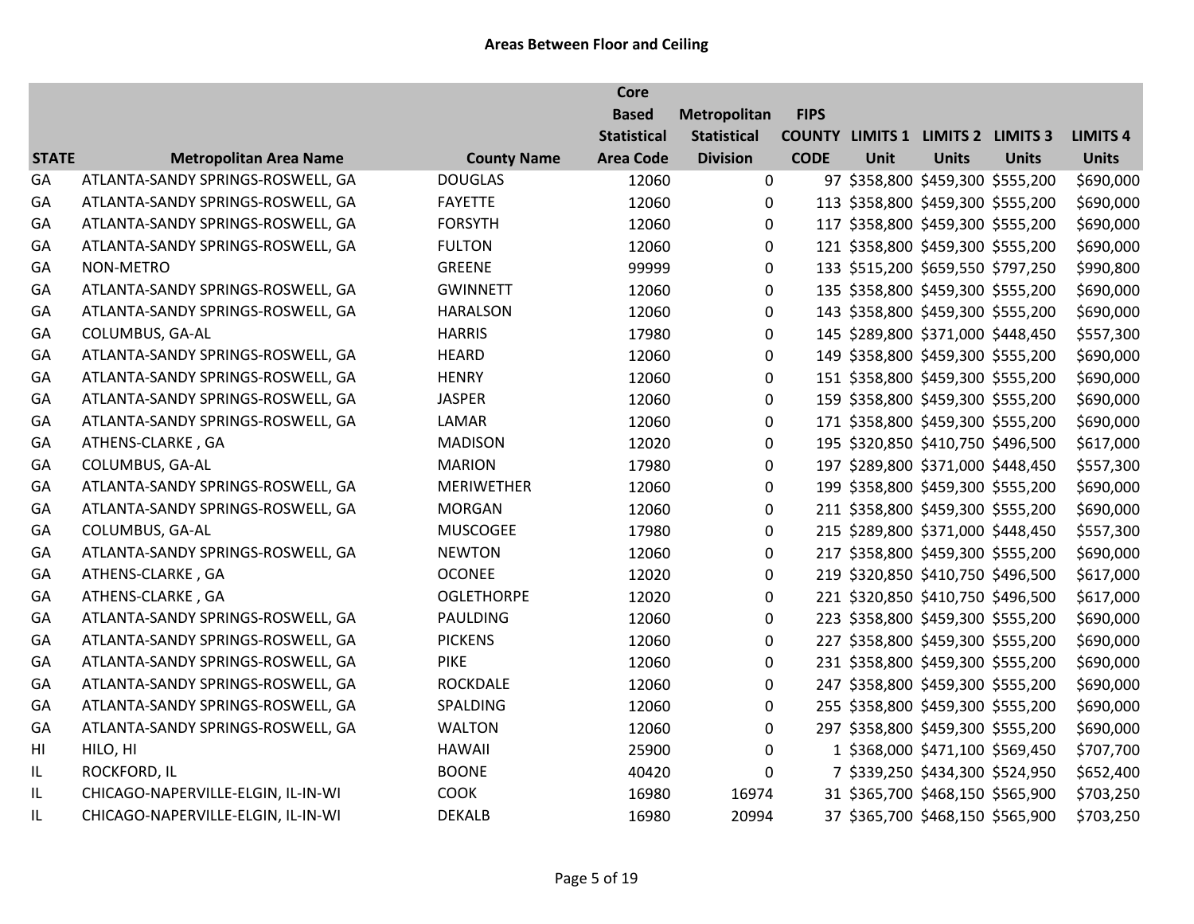# Areas Between Floor and Ceiling

| STATE | Metropolitan Area Name | County Name | Core Based Statistical Area Code | Metropolitan Statistical Division | FIPS COUNTY CODE | LIMITS 1 Unit | LIMITS 2 Units | LIMITS 3 Units | LIMITS 4 Units |
|---|---|---|---|---|---|---|---|---|---|
| GA | ATLANTA-SANDY SPRINGS-ROSWELL, GA | DOUGLAS | 12060 | 0 | 97 | $358,800 | $459,300 | $555,200 | $690,000 |
| GA | ATLANTA-SANDY SPRINGS-ROSWELL, GA | FAYETTE | 12060 | 0 | 113 | $358,800 | $459,300 | $555,200 | $690,000 |
| GA | ATLANTA-SANDY SPRINGS-ROSWELL, GA | FORSYTH | 12060 | 0 | 117 | $358,800 | $459,300 | $555,200 | $690,000 |
| GA | ATLANTA-SANDY SPRINGS-ROSWELL, GA | FULTON | 12060 | 0 | 121 | $358,800 | $459,300 | $555,200 | $690,000 |
| GA | NON-METRO | GREENE | 99999 | 0 | 133 | $515,200 | $659,550 | $797,250 | $990,800 |
| GA | ATLANTA-SANDY SPRINGS-ROSWELL, GA | GWINNETT | 12060 | 0 | 135 | $358,800 | $459,300 | $555,200 | $690,000 |
| GA | ATLANTA-SANDY SPRINGS-ROSWELL, GA | HARALSON | 12060 | 0 | 143 | $358,800 | $459,300 | $555,200 | $690,000 |
| GA | COLUMBUS, GA-AL | HARRIS | 17980 | 0 | 145 | $289,800 | $371,000 | $448,450 | $557,300 |
| GA | ATLANTA-SANDY SPRINGS-ROSWELL, GA | HEARD | 12060 | 0 | 149 | $358,800 | $459,300 | $555,200 | $690,000 |
| GA | ATLANTA-SANDY SPRINGS-ROSWELL, GA | HENRY | 12060 | 0 | 151 | $358,800 | $459,300 | $555,200 | $690,000 |
| GA | ATLANTA-SANDY SPRINGS-ROSWELL, GA | JASPER | 12060 | 0 | 159 | $358,800 | $459,300 | $555,200 | $690,000 |
| GA | ATLANTA-SANDY SPRINGS-ROSWELL, GA | LAMAR | 12060 | 0 | 171 | $358,800 | $459,300 | $555,200 | $690,000 |
| GA | ATHENS-CLARKE , GA | MADISON | 12020 | 0 | 195 | $320,850 | $410,750 | $496,500 | $617,000 |
| GA | COLUMBUS, GA-AL | MARION | 17980 | 0 | 197 | $289,800 | $371,000 | $448,450 | $557,300 |
| GA | ATLANTA-SANDY SPRINGS-ROSWELL, GA | MERIWETHER | 12060 | 0 | 199 | $358,800 | $459,300 | $555,200 | $690,000 |
| GA | ATLANTA-SANDY SPRINGS-ROSWELL, GA | MORGAN | 12060 | 0 | 211 | $358,800 | $459,300 | $555,200 | $690,000 |
| GA | COLUMBUS, GA-AL | MUSCOGEE | 17980 | 0 | 215 | $289,800 | $371,000 | $448,450 | $557,300 |
| GA | ATLANTA-SANDY SPRINGS-ROSWELL, GA | NEWTON | 12060 | 0 | 217 | $358,800 | $459,300 | $555,200 | $690,000 |
| GA | ATHENS-CLARKE , GA | OCONEE | 12020 | 0 | 219 | $320,850 | $410,750 | $496,500 | $617,000 |
| GA | ATHENS-CLARKE , GA | OGLETHORPE | 12020 | 0 | 221 | $320,850 | $410,750 | $496,500 | $617,000 |
| GA | ATLANTA-SANDY SPRINGS-ROSWELL, GA | PAULDING | 12060 | 0 | 223 | $358,800 | $459,300 | $555,200 | $690,000 |
| GA | ATLANTA-SANDY SPRINGS-ROSWELL, GA | PICKENS | 12060 | 0 | 227 | $358,800 | $459,300 | $555,200 | $690,000 |
| GA | ATLANTA-SANDY SPRINGS-ROSWELL, GA | PIKE | 12060 | 0 | 231 | $358,800 | $459,300 | $555,200 | $690,000 |
| GA | ATLANTA-SANDY SPRINGS-ROSWELL, GA | ROCKDALE | 12060 | 0 | 247 | $358,800 | $459,300 | $555,200 | $690,000 |
| GA | ATLANTA-SANDY SPRINGS-ROSWELL, GA | SPALDING | 12060 | 0 | 255 | $358,800 | $459,300 | $555,200 | $690,000 |
| GA | ATLANTA-SANDY SPRINGS-ROSWELL, GA | WALTON | 12060 | 0 | 297 | $358,800 | $459,300 | $555,200 | $690,000 |
| HI | HILO, HI | HAWAII | 25900 | 0 | 1 | $368,000 | $471,100 | $569,450 | $707,700 |
| IL | ROCKFORD, IL | BOONE | 40420 | 0 | 7 | $339,250 | $434,300 | $524,950 | $652,400 |
| IL | CHICAGO-NAPERVILLE-ELGIN, IL-IN-WI | COOK | 16980 | 16974 | 31 | $365,700 | $468,150 | $565,900 | $703,250 |
| IL | CHICAGO-NAPERVILLE-ELGIN, IL-IN-WI | DEKALB | 16980 | 20994 | 37 | $365,700 | $468,150 | $565,900 | $703,250 |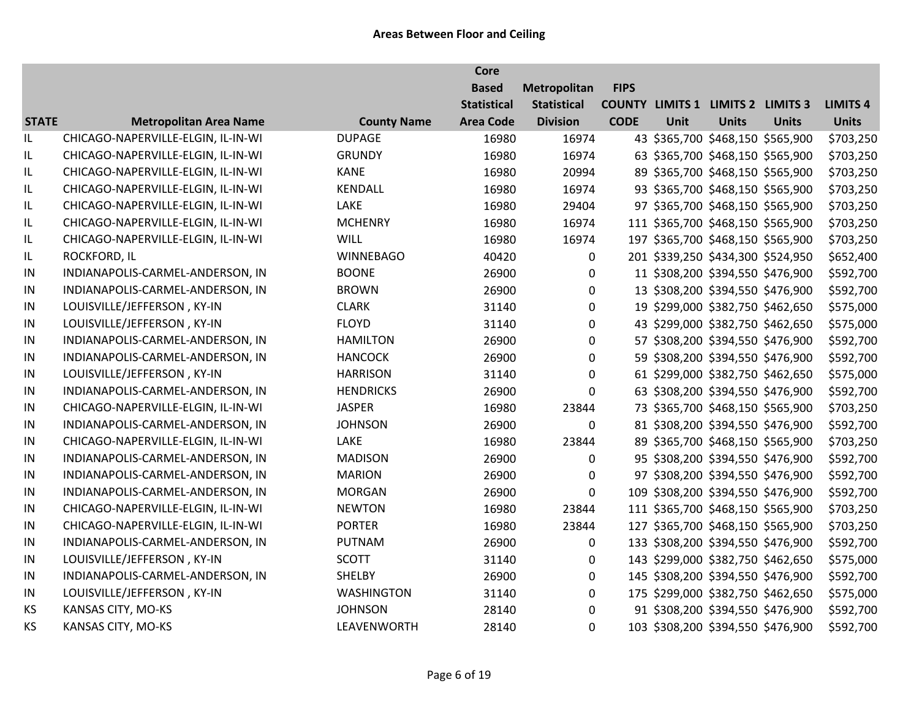**Areas Between Floor and Ceiling**

| STATE | Metropolitan Area Name | County Name | Core Based Statistical Area Code | Metropolitan Statistical Division | FIPS COUNTY CODE | LIMITS 1 Unit | LIMITS 2 Units | LIMITS 3 Units | LIMITS 4 Units |
|---|---|---|---|---|---|---|---|---|---|
| IL | CHICAGO-NAPERVILLE-ELGIN, IL-IN-WI | DUPAGE | 16980 | 16974 | 43 | $365,700 | $468,150 | $565,900 | $703,250 |
| IL | CHICAGO-NAPERVILLE-ELGIN, IL-IN-WI | GRUNDY | 16980 | 16974 | 63 | $365,700 | $468,150 | $565,900 | $703,250 |
| IL | CHICAGO-NAPERVILLE-ELGIN, IL-IN-WI | KANE | 16980 | 20994 | 89 | $365,700 | $468,150 | $565,900 | $703,250 |
| IL | CHICAGO-NAPERVILLE-ELGIN, IL-IN-WI | KENDALL | 16980 | 16974 | 93 | $365,700 | $468,150 | $565,900 | $703,250 |
| IL | CHICAGO-NAPERVILLE-ELGIN, IL-IN-WI | LAKE | 16980 | 29404 | 97 | $365,700 | $468,150 | $565,900 | $703,250 |
| IL | CHICAGO-NAPERVILLE-ELGIN, IL-IN-WI | MCHENRY | 16980 | 16974 | 111 | $365,700 | $468,150 | $565,900 | $703,250 |
| IL | CHICAGO-NAPERVILLE-ELGIN, IL-IN-WI | WILL | 16980 | 16974 | 197 | $365,700 | $468,150 | $565,900 | $703,250 |
| IL | ROCKFORD, IL | WINNEBAGO | 40420 | 0 | 201 | $339,250 | $434,300 | $524,950 | $652,400 |
| IN | INDIANAPOLIS-CARMEL-ANDERSON, IN | BOONE | 26900 | 0 | 11 | $308,200 | $394,550 | $476,900 | $592,700 |
| IN | INDIANAPOLIS-CARMEL-ANDERSON, IN | BROWN | 26900 | 0 | 13 | $308,200 | $394,550 | $476,900 | $592,700 |
| IN | LOUISVILLE/JEFFERSON , KY-IN | CLARK | 31140 | 0 | 19 | $299,000 | $382,750 | $462,650 | $575,000 |
| IN | LOUISVILLE/JEFFERSON , KY-IN | FLOYD | 31140 | 0 | 43 | $299,000 | $382,750 | $462,650 | $575,000 |
| IN | INDIANAPOLIS-CARMEL-ANDERSON, IN | HAMILTON | 26900 | 0 | 57 | $308,200 | $394,550 | $476,900 | $592,700 |
| IN | INDIANAPOLIS-CARMEL-ANDERSON, IN | HANCOCK | 26900 | 0 | 59 | $308,200 | $394,550 | $476,900 | $592,700 |
| IN | LOUISVILLE/JEFFERSON , KY-IN | HARRISON | 31140 | 0 | 61 | $299,000 | $382,750 | $462,650 | $575,000 |
| IN | INDIANAPOLIS-CARMEL-ANDERSON, IN | HENDRICKS | 26900 | 0 | 63 | $308,200 | $394,550 | $476,900 | $592,700 |
| IN | CHICAGO-NAPERVILLE-ELGIN, IL-IN-WI | JASPER | 16980 | 23844 | 73 | $365,700 | $468,150 | $565,900 | $703,250 |
| IN | INDIANAPOLIS-CARMEL-ANDERSON, IN | JOHNSON | 26900 | 0 | 81 | $308,200 | $394,550 | $476,900 | $592,700 |
| IN | CHICAGO-NAPERVILLE-ELGIN, IL-IN-WI | LAKE | 16980 | 23844 | 89 | $365,700 | $468,150 | $565,900 | $703,250 |
| IN | INDIANAPOLIS-CARMEL-ANDERSON, IN | MADISON | 26900 | 0 | 95 | $308,200 | $394,550 | $476,900 | $592,700 |
| IN | INDIANAPOLIS-CARMEL-ANDERSON, IN | MARION | 26900 | 0 | 97 | $308,200 | $394,550 | $476,900 | $592,700 |
| IN | INDIANAPOLIS-CARMEL-ANDERSON, IN | MORGAN | 26900 | 0 | 109 | $308,200 | $394,550 | $476,900 | $592,700 |
| IN | CHICAGO-NAPERVILLE-ELGIN, IL-IN-WI | NEWTON | 16980 | 23844 | 111 | $365,700 | $468,150 | $565,900 | $703,250 |
| IN | CHICAGO-NAPERVILLE-ELGIN, IL-IN-WI | PORTER | 16980 | 23844 | 127 | $365,700 | $468,150 | $565,900 | $703,250 |
| IN | INDIANAPOLIS-CARMEL-ANDERSON, IN | PUTNAM | 26900 | 0 | 133 | $308,200 | $394,550 | $476,900 | $592,700 |
| IN | LOUISVILLE/JEFFERSON , KY-IN | SCOTT | 31140 | 0 | 143 | $299,000 | $382,750 | $462,650 | $575,000 |
| IN | INDIANAPOLIS-CARMEL-ANDERSON, IN | SHELBY | 26900 | 0 | 145 | $308,200 | $394,550 | $476,900 | $592,700 |
| IN | LOUISVILLE/JEFFERSON , KY-IN | WASHINGTON | 31140 | 0 | 175 | $299,000 | $382,750 | $462,650 | $575,000 |
| KS | KANSAS CITY, MO-KS | JOHNSON | 28140 | 0 | 91 | $308,200 | $394,550 | $476,900 | $592,700 |
| KS | KANSAS CITY, MO-KS | LEAVENWORTH | 28140 | 0 | 103 | $308,200 | $394,550 | $476,900 | $592,700 |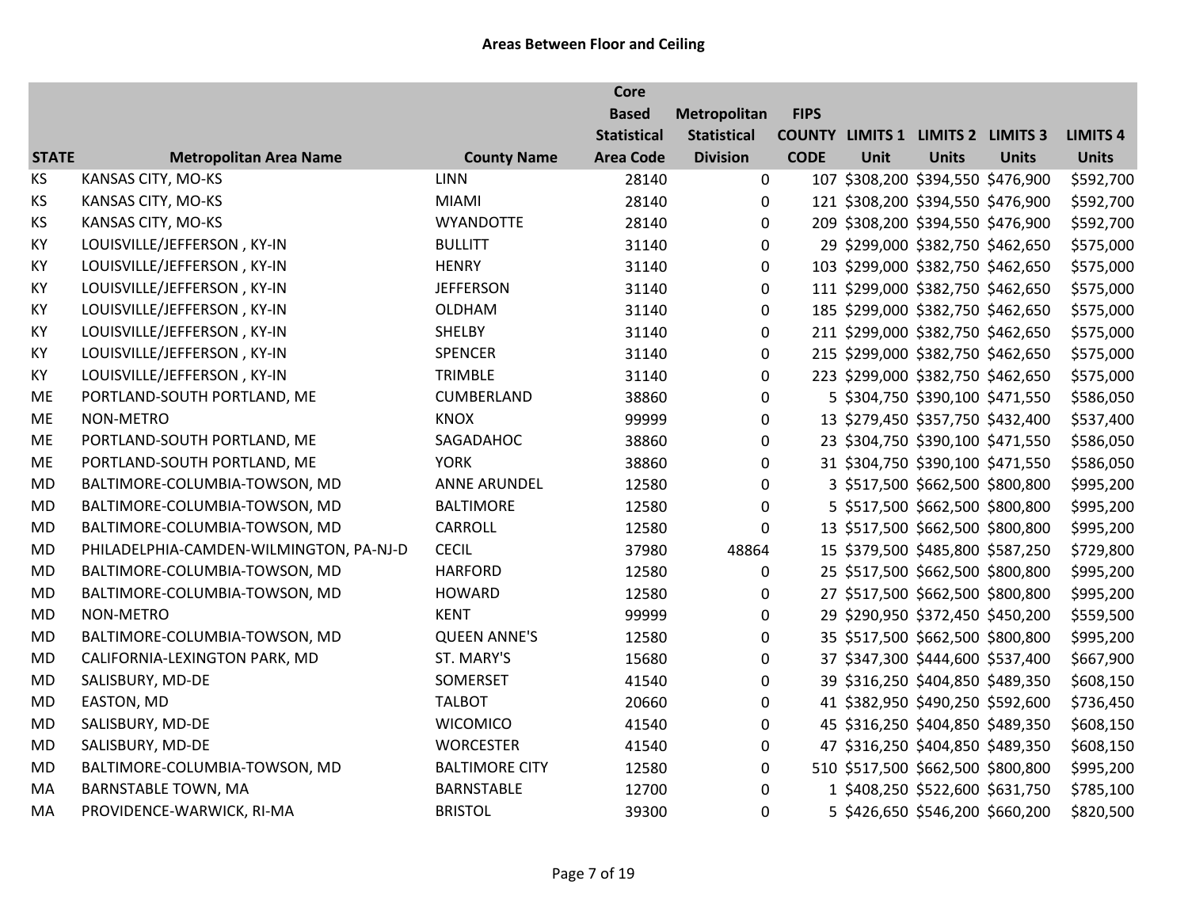## Areas Between Floor and Ceiling

| STATE | Metropolitan Area Name | County Name | Core Based Statistical Area Code | Metropolitan Statistical Division | FIPS COUNTY CODE | LIMITS 1 Unit | LIMITS 2 Units | LIMITS 3 Units | LIMITS 4 Units |
|---|---|---|---|---|---|---|---|---|---|
| KS | KANSAS CITY, MO-KS | LINN | 28140 | 0 | 107 | $308,200 | $394,550 | $476,900 | $592,700 |
| KS | KANSAS CITY, MO-KS | MIAMI | 28140 | 0 | 121 | $308,200 | $394,550 | $476,900 | $592,700 |
| KS | KANSAS CITY, MO-KS | WYANDOTTE | 28140 | 0 | 209 | $308,200 | $394,550 | $476,900 | $592,700 |
| KY | LOUISVILLE/JEFFERSON , KY-IN | BULLITT | 31140 | 0 | 29 | $299,000 | $382,750 | $462,650 | $575,000 |
| KY | LOUISVILLE/JEFFERSON , KY-IN | HENRY | 31140 | 0 | 103 | $299,000 | $382,750 | $462,650 | $575,000 |
| KY | LOUISVILLE/JEFFERSON , KY-IN | JEFFERSON | 31140 | 0 | 111 | $299,000 | $382,750 | $462,650 | $575,000 |
| KY | LOUISVILLE/JEFFERSON , KY-IN | OLDHAM | 31140 | 0 | 185 | $299,000 | $382,750 | $462,650 | $575,000 |
| KY | LOUISVILLE/JEFFERSON , KY-IN | SHELBY | 31140 | 0 | 211 | $299,000 | $382,750 | $462,650 | $575,000 |
| KY | LOUISVILLE/JEFFERSON , KY-IN | SPENCER | 31140 | 0 | 215 | $299,000 | $382,750 | $462,650 | $575,000 |
| KY | LOUISVILLE/JEFFERSON , KY-IN | TRIMBLE | 31140 | 0 | 223 | $299,000 | $382,750 | $462,650 | $575,000 |
| ME | PORTLAND-SOUTH PORTLAND, ME | CUMBERLAND | 38860 | 0 | 5 | $304,750 | $390,100 | $471,550 | $586,050 |
| ME | NON-METRO | KNOX | 99999 | 0 | 13 | $279,450 | $357,750 | $432,400 | $537,400 |
| ME | PORTLAND-SOUTH PORTLAND, ME | SAGADAHOC | 38860 | 0 | 23 | $304,750 | $390,100 | $471,550 | $586,050 |
| ME | PORTLAND-SOUTH PORTLAND, ME | YORK | 38860 | 0 | 31 | $304,750 | $390,100 | $471,550 | $586,050 |
| MD | BALTIMORE-COLUMBIA-TOWSON, MD | ANNE ARUNDEL | 12580 | 0 | 3 | $517,500 | $662,500 | $800,800 | $995,200 |
| MD | BALTIMORE-COLUMBIA-TOWSON, MD | BALTIMORE | 12580 | 0 | 5 | $517,500 | $662,500 | $800,800 | $995,200 |
| MD | BALTIMORE-COLUMBIA-TOWSON, MD | CARROLL | 12580 | 0 | 13 | $517,500 | $662,500 | $800,800 | $995,200 |
| MD | PHILADELPHIA-CAMDEN-WILMINGTON, PA-NJ-D | CECIL | 37980 | 48864 | 15 | $379,500 | $485,800 | $587,250 | $729,800 |
| MD | BALTIMORE-COLUMBIA-TOWSON, MD | HARFORD | 12580 | 0 | 25 | $517,500 | $662,500 | $800,800 | $995,200 |
| MD | BALTIMORE-COLUMBIA-TOWSON, MD | HOWARD | 12580 | 0 | 27 | $517,500 | $662,500 | $800,800 | $995,200 |
| MD | NON-METRO | KENT | 99999 | 0 | 29 | $290,950 | $372,450 | $450,200 | $559,500 |
| MD | BALTIMORE-COLUMBIA-TOWSON, MD | QUEEN ANNE'S | 12580 | 0 | 35 | $517,500 | $662,500 | $800,800 | $995,200 |
| MD | CALIFORNIA-LEXINGTON PARK, MD | ST. MARY'S | 15680 | 0 | 37 | $347,300 | $444,600 | $537,400 | $667,900 |
| MD | SALISBURY, MD-DE | SOMERSET | 41540 | 0 | 39 | $316,250 | $404,850 | $489,350 | $608,150 |
| MD | EASTON, MD | TALBOT | 20660 | 0 | 41 | $382,950 | $490,250 | $592,600 | $736,450 |
| MD | SALISBURY, MD-DE | WICOMICO | 41540 | 0 | 45 | $316,250 | $404,850 | $489,350 | $608,150 |
| MD | SALISBURY, MD-DE | WORCESTER | 41540 | 0 | 47 | $316,250 | $404,850 | $489,350 | $608,150 |
| MD | BALTIMORE-COLUMBIA-TOWSON, MD | BALTIMORE CITY | 12580 | 0 | 510 | $517,500 | $662,500 | $800,800 | $995,200 |
| MA | BARNSTABLE TOWN, MA | BARNSTABLE | 12700 | 0 | 1 | $408,250 | $522,600 | $631,750 | $785,100 |
| MA | PROVIDENCE-WARWICK, RI-MA | BRISTOL | 39300 | 0 | 5 | $426,650 | $546,200 | $660,200 | $820,500 |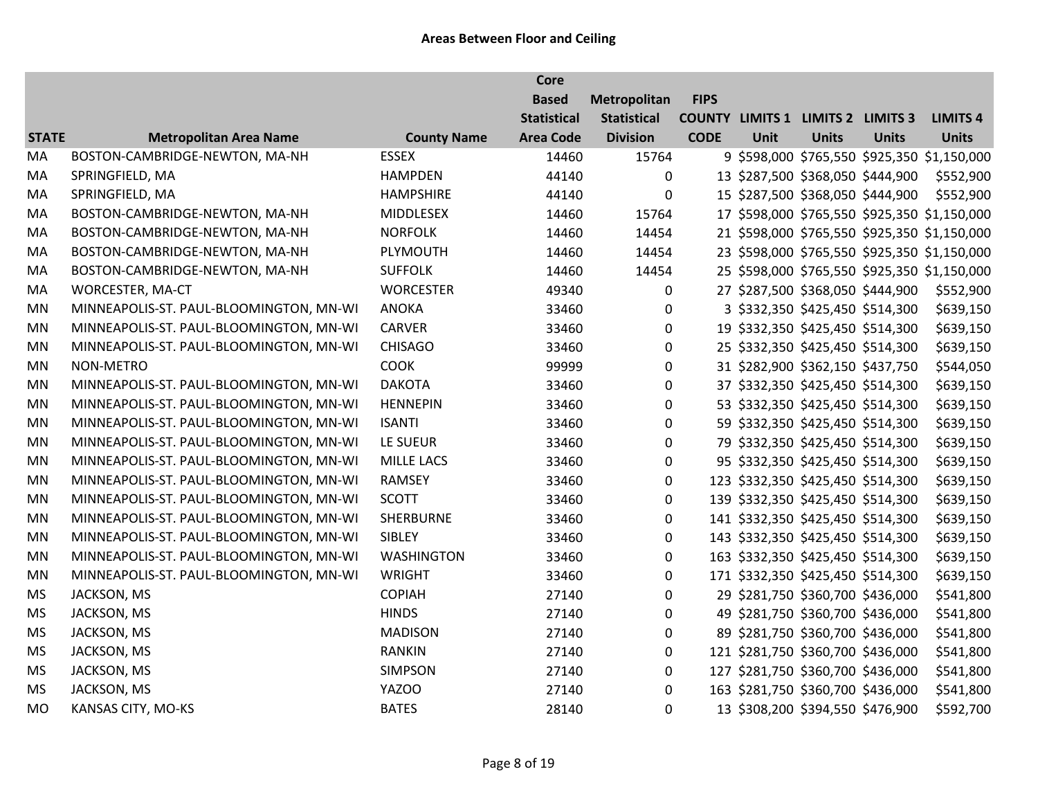## Areas Between Floor and Ceiling

| STATE | Metropolitan Area Name | County Name | Core Based Statistical Area Code | Metropolitan Statistical Division | FIPS COUNTY CODE | LIMITS 1 Unit | LIMITS 2 Units | LIMITS 3 Units | LIMITS 4 Units |
|---|---|---|---|---|---|---|---|---|---|
| MA | BOSTON-CAMBRIDGE-NEWTON, MA-NH | ESSEX | 14460 | 15764 | 9 | $598,000 | $765,550 | $925,350 | $1,150,000 |
| MA | SPRINGFIELD, MA | HAMPDEN | 44140 | 0 | 13 | $287,500 | $368,050 | $444,900 | $552,900 |
| MA | SPRINGFIELD, MA | HAMPSHIRE | 44140 | 0 | 15 | $287,500 | $368,050 | $444,900 | $552,900 |
| MA | BOSTON-CAMBRIDGE-NEWTON, MA-NH | MIDDLESEX | 14460 | 15764 | 17 | $598,000 | $765,550 | $925,350 | $1,150,000 |
| MA | BOSTON-CAMBRIDGE-NEWTON, MA-NH | NORFOLK | 14460 | 14454 | 21 | $598,000 | $765,550 | $925,350 | $1,150,000 |
| MA | BOSTON-CAMBRIDGE-NEWTON, MA-NH | PLYMOUTH | 14460 | 14454 | 23 | $598,000 | $765,550 | $925,350 | $1,150,000 |
| MA | BOSTON-CAMBRIDGE-NEWTON, MA-NH | SUFFOLK | 14460 | 14454 | 25 | $598,000 | $765,550 | $925,350 | $1,150,000 |
| MA | WORCESTER, MA-CT | WORCESTER | 49340 | 0 | 27 | $287,500 | $368,050 | $444,900 | $552,900 |
| MN | MINNEAPOLIS-ST. PAUL-BLOOMINGTON, MN-WI | ANOKA | 33460 | 0 | 3 | $332,350 | $425,450 | $514,300 | $639,150 |
| MN | MINNEAPOLIS-ST. PAUL-BLOOMINGTON, MN-WI | CARVER | 33460 | 0 | 19 | $332,350 | $425,450 | $514,300 | $639,150 |
| MN | MINNEAPOLIS-ST. PAUL-BLOOMINGTON, MN-WI | CHISAGO | 33460 | 0 | 25 | $332,350 | $425,450 | $514,300 | $639,150 |
| MN | NON-METRO | COOK | 99999 | 0 | 31 | $282,900 | $362,150 | $437,750 | $544,050 |
| MN | MINNEAPOLIS-ST. PAUL-BLOOMINGTON, MN-WI | DAKOTA | 33460 | 0 | 37 | $332,350 | $425,450 | $514,300 | $639,150 |
| MN | MINNEAPOLIS-ST. PAUL-BLOOMINGTON, MN-WI | HENNEPIN | 33460 | 0 | 53 | $332,350 | $425,450 | $514,300 | $639,150 |
| MN | MINNEAPOLIS-ST. PAUL-BLOOMINGTON, MN-WI | ISANTI | 33460 | 0 | 59 | $332,350 | $425,450 | $514,300 | $639,150 |
| MN | MINNEAPOLIS-ST. PAUL-BLOOMINGTON, MN-WI | LE SUEUR | 33460 | 0 | 79 | $332,350 | $425,450 | $514,300 | $639,150 |
| MN | MINNEAPOLIS-ST. PAUL-BLOOMINGTON, MN-WI | MILLE LACS | 33460 | 0 | 95 | $332,350 | $425,450 | $514,300 | $639,150 |
| MN | MINNEAPOLIS-ST. PAUL-BLOOMINGTON, MN-WI | RAMSEY | 33460 | 0 | 123 | $332,350 | $425,450 | $514,300 | $639,150 |
| MN | MINNEAPOLIS-ST. PAUL-BLOOMINGTON, MN-WI | SCOTT | 33460 | 0 | 139 | $332,350 | $425,450 | $514,300 | $639,150 |
| MN | MINNEAPOLIS-ST. PAUL-BLOOMINGTON, MN-WI | SHERBURNE | 33460 | 0 | 141 | $332,350 | $425,450 | $514,300 | $639,150 |
| MN | MINNEAPOLIS-ST. PAUL-BLOOMINGTON, MN-WI | SIBLEY | 33460 | 0 | 143 | $332,350 | $425,450 | $514,300 | $639,150 |
| MN | MINNEAPOLIS-ST. PAUL-BLOOMINGTON, MN-WI | WASHINGTON | 33460 | 0 | 163 | $332,350 | $425,450 | $514,300 | $639,150 |
| MN | MINNEAPOLIS-ST. PAUL-BLOOMINGTON, MN-WI | WRIGHT | 33460 | 0 | 171 | $332,350 | $425,450 | $514,300 | $639,150 |
| MS | JACKSON, MS | COPIAH | 27140 | 0 | 29 | $281,750 | $360,700 | $436,000 | $541,800 |
| MS | JACKSON, MS | HINDS | 27140 | 0 | 49 | $281,750 | $360,700 | $436,000 | $541,800 |
| MS | JACKSON, MS | MADISON | 27140 | 0 | 89 | $281,750 | $360,700 | $436,000 | $541,800 |
| MS | JACKSON, MS | RANKIN | 27140 | 0 | 121 | $281,750 | $360,700 | $436,000 | $541,800 |
| MS | JACKSON, MS | SIMPSON | 27140 | 0 | 127 | $281,750 | $360,700 | $436,000 | $541,800 |
| MS | JACKSON, MS | YAZOO | 27140 | 0 | 163 | $281,750 | $360,700 | $436,000 | $541,800 |
| MO | KANSAS CITY, MO-KS | BATES | 28140 | 0 | 13 | $308,200 | $394,550 | $476,900 | $592,700 |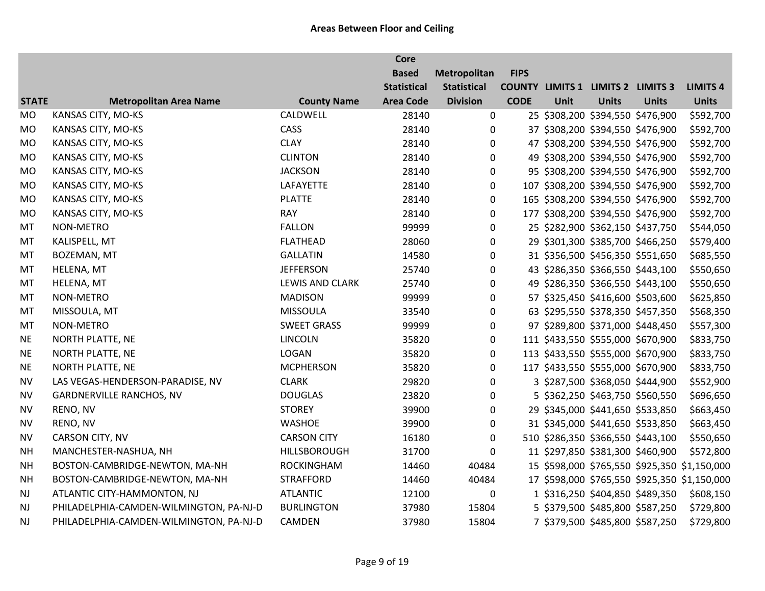# Areas Between Floor and Ceiling

| STATE | Metropolitan Area Name | County Name | Core Based Statistical Area Code | Metropolitan Statistical Division | FIPS COUNTY CODE | LIMITS 1 Unit | LIMITS 2 Units | LIMITS 3 Units | LIMITS 4 Units |
|---|---|---|---|---|---|---|---|---|---|
| MO | KANSAS CITY, MO-KS | CALDWELL | 28140 | 0 | 25 | $308,200 | $394,550 | $476,900 | $592,700 |
| MO | KANSAS CITY, MO-KS | CASS | 28140 | 0 | 37 | $308,200 | $394,550 | $476,900 | $592,700 |
| MO | KANSAS CITY, MO-KS | CLAY | 28140 | 0 | 47 | $308,200 | $394,550 | $476,900 | $592,700 |
| MO | KANSAS CITY, MO-KS | CLINTON | 28140 | 0 | 49 | $308,200 | $394,550 | $476,900 | $592,700 |
| MO | KANSAS CITY, MO-KS | JACKSON | 28140 | 0 | 95 | $308,200 | $394,550 | $476,900 | $592,700 |
| MO | KANSAS CITY, MO-KS | LAFAYETTE | 28140 | 0 | 107 | $308,200 | $394,550 | $476,900 | $592,700 |
| MO | KANSAS CITY, MO-KS | PLATTE | 28140 | 0 | 165 | $308,200 | $394,550 | $476,900 | $592,700 |
| MO | KANSAS CITY, MO-KS | RAY | 28140 | 0 | 177 | $308,200 | $394,550 | $476,900 | $592,700 |
| MT | NON-METRO | FALLON | 99999 | 0 | 25 | $282,900 | $362,150 | $437,750 | $544,050 |
| MT | KALISPELL, MT | FLATHEAD | 28060 | 0 | 29 | $301,300 | $385,700 | $466,250 | $579,400 |
| MT | BOZEMAN, MT | GALLATIN | 14580 | 0 | 31 | $356,500 | $456,350 | $551,650 | $685,550 |
| MT | HELENA, MT | JEFFERSON | 25740 | 0 | 43 | $286,350 | $366,550 | $443,100 | $550,650 |
| MT | HELENA, MT | LEWIS AND CLARK | 25740 | 0 | 49 | $286,350 | $366,550 | $443,100 | $550,650 |
| MT | NON-METRO | MADISON | 99999 | 0 | 57 | $325,450 | $416,600 | $503,600 | $625,850 |
| MT | MISSOULA, MT | MISSOULA | 33540 | 0 | 63 | $295,550 | $378,350 | $457,350 | $568,350 |
| MT | NON-METRO | SWEET GRASS | 99999 | 0 | 97 | $289,800 | $371,000 | $448,450 | $557,300 |
| NE | NORTH PLATTE, NE | LINCOLN | 35820 | 0 | 111 | $433,550 | $555,000 | $670,900 | $833,750 |
| NE | NORTH PLATTE, NE | LOGAN | 35820 | 0 | 113 | $433,550 | $555,000 | $670,900 | $833,750 |
| NE | NORTH PLATTE, NE | MCPHERSON | 35820 | 0 | 117 | $433,550 | $555,000 | $670,900 | $833,750 |
| NV | LAS VEGAS-HENDERSON-PARADISE, NV | CLARK | 29820 | 0 | 3 | $287,500 | $368,050 | $444,900 | $552,900 |
| NV | GARDNERVILLE RANCHOS, NV | DOUGLAS | 23820 | 0 | 5 | $362,250 | $463,750 | $560,550 | $696,650 |
| NV | RENO, NV | STOREY | 39900 | 0 | 29 | $345,000 | $441,650 | $533,850 | $663,450 |
| NV | RENO, NV | WASHOE | 39900 | 0 | 31 | $345,000 | $441,650 | $533,850 | $663,450 |
| NV | CARSON CITY, NV | CARSON CITY | 16180 | 0 | 510 | $286,350 | $366,550 | $443,100 | $550,650 |
| NH | MANCHESTER-NASHUA, NH | HILLSBOROUGH | 31700 | 0 | 11 | $297,850 | $381,300 | $460,900 | $572,800 |
| NH | BOSTON-CAMBRIDGE-NEWTON, MA-NH | ROCKINGHAM | 14460 | 40484 | 15 | $598,000 | $765,550 | $925,350 | $1,150,000 |
| NH | BOSTON-CAMBRIDGE-NEWTON, MA-NH | STRAFFORD | 14460 | 40484 | 17 | $598,000 | $765,550 | $925,350 | $1,150,000 |
| NJ | ATLANTIC CITY-HAMMONTON, NJ | ATLANTIC | 12100 | 0 | 1 | $316,250 | $404,850 | $489,350 | $608,150 |
| NJ | PHILADELPHIA-CAMDEN-WILMINGTON, PA-NJ-D | BURLINGTON | 37980 | 15804 | 5 | $379,500 | $485,800 | $587,250 | $729,800 |
| NJ | PHILADELPHIA-CAMDEN-WILMINGTON, PA-NJ-D | CAMDEN | 37980 | 15804 | 7 | $379,500 | $485,800 | $587,250 | $729,800 |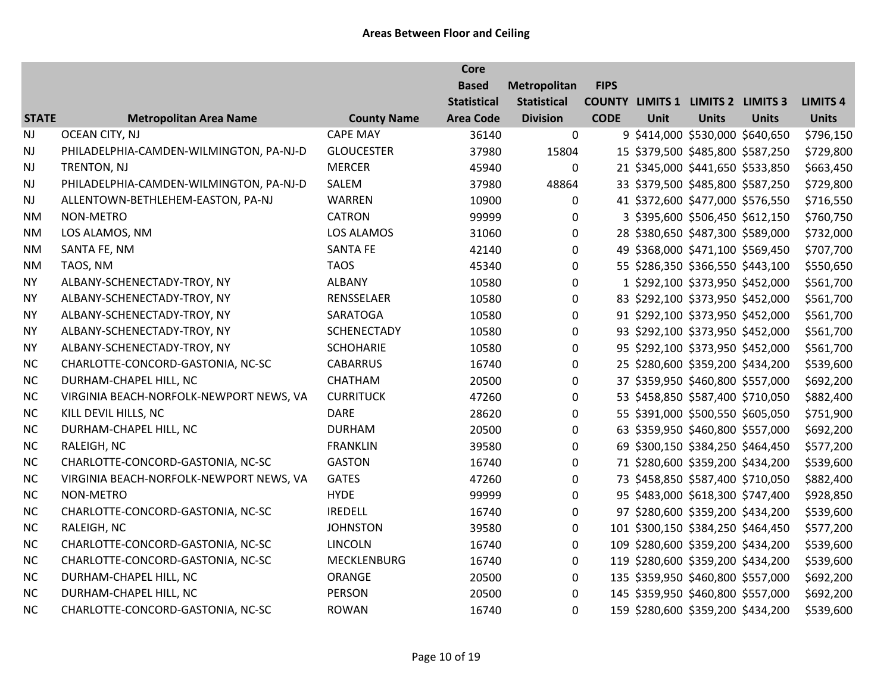**Areas Between Floor and Ceiling**

| STATE | Metropolitan Area Name | County Name | Core Based Statistical Area Code | Metropolitan Statistical Division | FIPS COUNTY CODE | LIMITS 1 Unit | LIMITS 2 Units | LIMITS 3 Units | LIMITS 4 Units |
|---|---|---|---|---|---|---|---|---|---|
| NJ | OCEAN CITY, NJ | CAPE MAY | 36140 | 0 | 9 | $414,000 | $530,000 | $640,650 | $796,150 |
| NJ | PHILADELPHIA-CAMDEN-WILMINGTON, PA-NJ-D | GLOUCESTER | 37980 | 15804 | 15 | $379,500 | $485,800 | $587,250 | $729,800 |
| NJ | TRENTON, NJ | MERCER | 45940 | 0 | 21 | $345,000 | $441,650 | $533,850 | $663,450 |
| NJ | PHILADELPHIA-CAMDEN-WILMINGTON, PA-NJ-D | SALEM | 37980 | 48864 | 33 | $379,500 | $485,800 | $587,250 | $729,800 |
| NJ | ALLENTOWN-BETHLEHEM-EASTON, PA-NJ | WARREN | 10900 | 0 | 41 | $372,600 | $477,000 | $576,550 | $716,550 |
| NM | NON-METRO | CATRON | 99999 | 0 | 3 | $395,600 | $506,450 | $612,150 | $760,750 |
| NM | LOS ALAMOS, NM | LOS ALAMOS | 31060 | 0 | 28 | $380,650 | $487,300 | $589,000 | $732,000 |
| NM | SANTA FE, NM | SANTA FE | 42140 | 0 | 49 | $368,000 | $471,100 | $569,450 | $707,700 |
| NM | TAOS, NM | TAOS | 45340 | 0 | 55 | $286,350 | $366,550 | $443,100 | $550,650 |
| NY | ALBANY-SCHENECTADY-TROY, NY | ALBANY | 10580 | 0 | 1 | $292,100 | $373,950 | $452,000 | $561,700 |
| NY | ALBANY-SCHENECTADY-TROY, NY | RENSSELAER | 10580 | 0 | 83 | $292,100 | $373,950 | $452,000 | $561,700 |
| NY | ALBANY-SCHENECTADY-TROY, NY | SARATOGA | 10580 | 0 | 91 | $292,100 | $373,950 | $452,000 | $561,700 |
| NY | ALBANY-SCHENECTADY-TROY, NY | SCHENECTADY | 10580 | 0 | 93 | $292,100 | $373,950 | $452,000 | $561,700 |
| NY | ALBANY-SCHENECTADY-TROY, NY | SCHOHARIE | 10580 | 0 | 95 | $292,100 | $373,950 | $452,000 | $561,700 |
| NC | CHARLOTTE-CONCORD-GASTONIA, NC-SC | CABARRUS | 16740 | 0 | 25 | $280,600 | $359,200 | $434,200 | $539,600 |
| NC | DURHAM-CHAPEL HILL, NC | CHATHAM | 20500 | 0 | 37 | $359,950 | $460,800 | $557,000 | $692,200 |
| NC | VIRGINIA BEACH-NORFOLK-NEWPORT NEWS, VA | CURRITUCK | 47260 | 0 | 53 | $458,850 | $587,400 | $710,050 | $882,400 |
| NC | KILL DEVIL HILLS, NC | DARE | 28620 | 0 | 55 | $391,000 | $500,550 | $605,050 | $751,900 |
| NC | DURHAM-CHAPEL HILL, NC | DURHAM | 20500 | 0 | 63 | $359,950 | $460,800 | $557,000 | $692,200 |
| NC | RALEIGH, NC | FRANKLIN | 39580 | 0 | 69 | $300,150 | $384,250 | $464,450 | $577,200 |
| NC | CHARLOTTE-CONCORD-GASTONIA, NC-SC | GASTON | 16740 | 0 | 71 | $280,600 | $359,200 | $434,200 | $539,600 |
| NC | VIRGINIA BEACH-NORFOLK-NEWPORT NEWS, VA | GATES | 47260 | 0 | 73 | $458,850 | $587,400 | $710,050 | $882,400 |
| NC | NON-METRO | HYDE | 99999 | 0 | 95 | $483,000 | $618,300 | $747,400 | $928,850 |
| NC | CHARLOTTE-CONCORD-GASTONIA, NC-SC | IREDELL | 16740 | 0 | 97 | $280,600 | $359,200 | $434,200 | $539,600 |
| NC | RALEIGH, NC | JOHNSTON | 39580 | 0 | 101 | $300,150 | $384,250 | $464,450 | $577,200 |
| NC | CHARLOTTE-CONCORD-GASTONIA, NC-SC | LINCOLN | 16740 | 0 | 109 | $280,600 | $359,200 | $434,200 | $539,600 |
| NC | CHARLOTTE-CONCORD-GASTONIA, NC-SC | MECKLENBURG | 16740 | 0 | 119 | $280,600 | $359,200 | $434,200 | $539,600 |
| NC | DURHAM-CHAPEL HILL, NC | ORANGE | 20500 | 0 | 135 | $359,950 | $460,800 | $557,000 | $692,200 |
| NC | DURHAM-CHAPEL HILL, NC | PERSON | 20500 | 0 | 145 | $359,950 | $460,800 | $557,000 | $692,200 |
| NC | CHARLOTTE-CONCORD-GASTONIA, NC-SC | ROWAN | 16740 | 0 | 159 | $280,600 | $359,200 | $434,200 | $539,600 |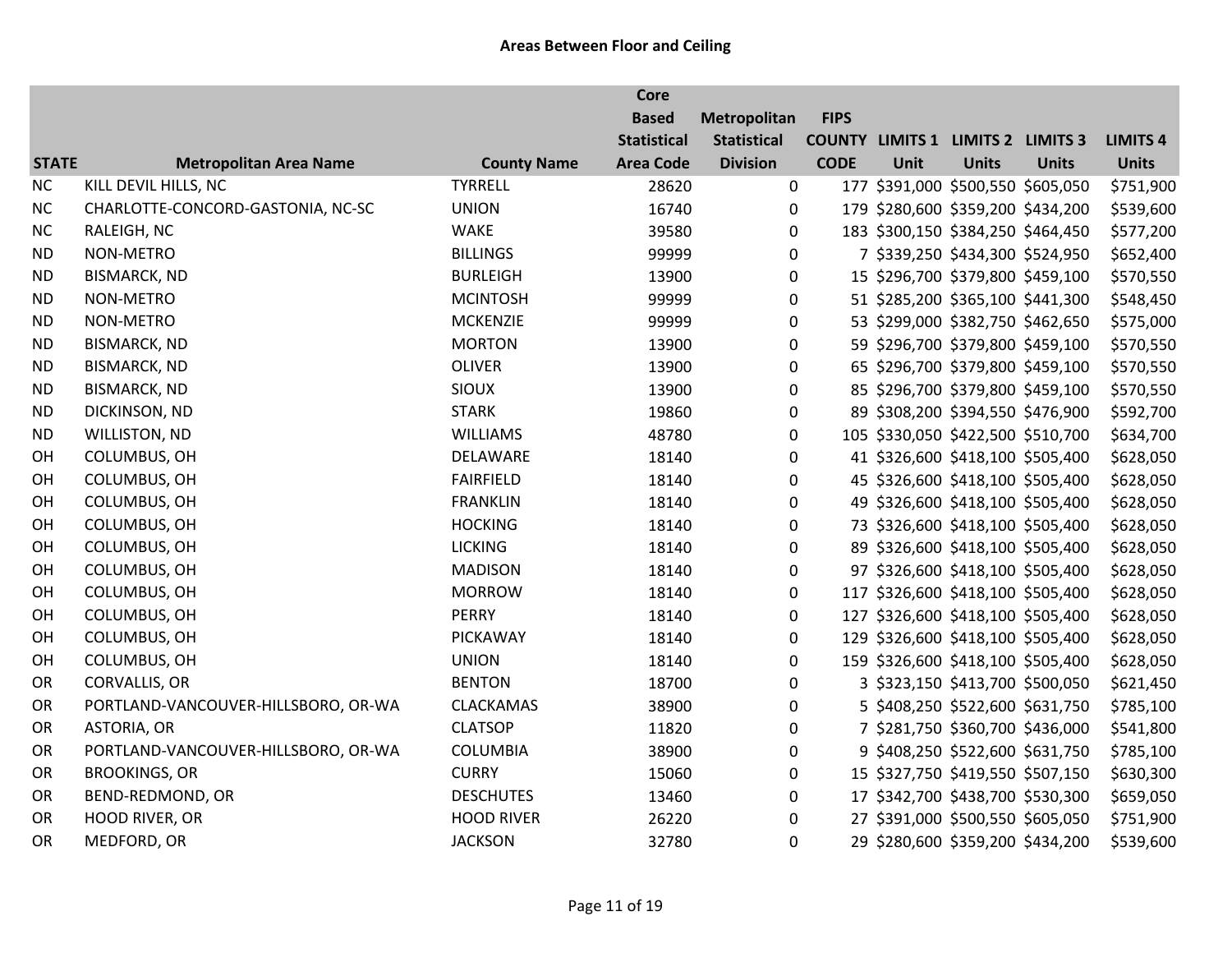## Areas Between Floor and Ceiling

| STATE | Metropolitan Area Name | County Name | Core Based Statistical Area Code | Metropolitan Statistical Division | FIPS COUNTY CODE | LIMITS 1 Unit | LIMITS 2 Units | LIMITS 3 Units | LIMITS 4 Units |
|---|---|---|---|---|---|---|---|---|---|
| NC | KILL DEVIL HILLS, NC | TYRRELL | 28620 | 0 | 177 | $391,000 | $500,550 | $605,050 | $751,900 |
| NC | CHARLOTTE-CONCORD-GASTONIA, NC-SC | UNION | 16740 | 0 | 179 | $280,600 | $359,200 | $434,200 | $539,600 |
| NC | RALEIGH, NC | WAKE | 39580 | 0 | 183 | $300,150 | $384,250 | $464,450 | $577,200 |
| ND | NON-METRO | BILLINGS | 99999 | 0 | 7 | $339,250 | $434,300 | $524,950 | $652,400 |
| ND | BISMARCK, ND | BURLEIGH | 13900 | 0 | 15 | $296,700 | $379,800 | $459,100 | $570,550 |
| ND | NON-METRO | MCINTOSH | 99999 | 0 | 51 | $285,200 | $365,100 | $441,300 | $548,450 |
| ND | NON-METRO | MCKENZIE | 99999 | 0 | 53 | $299,000 | $382,750 | $462,650 | $575,000 |
| ND | BISMARCK, ND | MORTON | 13900 | 0 | 59 | $296,700 | $379,800 | $459,100 | $570,550 |
| ND | BISMARCK, ND | OLIVER | 13900 | 0 | 65 | $296,700 | $379,800 | $459,100 | $570,550 |
| ND | BISMARCK, ND | SIOUX | 13900 | 0 | 85 | $296,700 | $379,800 | $459,100 | $570,550 |
| ND | DICKINSON, ND | STARK | 19860 | 0 | 89 | $308,200 | $394,550 | $476,900 | $592,700 |
| ND | WILLISTON, ND | WILLIAMS | 48780 | 0 | 105 | $330,050 | $422,500 | $510,700 | $634,700 |
| OH | COLUMBUS, OH | DELAWARE | 18140 | 0 | 41 | $326,600 | $418,100 | $505,400 | $628,050 |
| OH | COLUMBUS, OH | FAIRFIELD | 18140 | 0 | 45 | $326,600 | $418,100 | $505,400 | $628,050 |
| OH | COLUMBUS, OH | FRANKLIN | 18140 | 0 | 49 | $326,600 | $418,100 | $505,400 | $628,050 |
| OH | COLUMBUS, OH | HOCKING | 18140 | 0 | 73 | $326,600 | $418,100 | $505,400 | $628,050 |
| OH | COLUMBUS, OH | LICKING | 18140 | 0 | 89 | $326,600 | $418,100 | $505,400 | $628,050 |
| OH | COLUMBUS, OH | MADISON | 18140 | 0 | 97 | $326,600 | $418,100 | $505,400 | $628,050 |
| OH | COLUMBUS, OH | MORROW | 18140 | 0 | 117 | $326,600 | $418,100 | $505,400 | $628,050 |
| OH | COLUMBUS, OH | PERRY | 18140 | 0 | 127 | $326,600 | $418,100 | $505,400 | $628,050 |
| OH | COLUMBUS, OH | PICKAWAY | 18140 | 0 | 129 | $326,600 | $418,100 | $505,400 | $628,050 |
| OH | COLUMBUS, OH | UNION | 18140 | 0 | 159 | $326,600 | $418,100 | $505,400 | $628,050 |
| OR | CORVALLIS, OR | BENTON | 18700 | 0 | 3 | $323,150 | $413,700 | $500,050 | $621,450 |
| OR | PORTLAND-VANCOUVER-HILLSBORO, OR-WA | CLACKAMAS | 38900 | 0 | 5 | $408,250 | $522,600 | $631,750 | $785,100 |
| OR | ASTORIA, OR | CLATSOP | 11820 | 0 | 7 | $281,750 | $360,700 | $436,000 | $541,800 |
| OR | PORTLAND-VANCOUVER-HILLSBORO, OR-WA | COLUMBIA | 38900 | 0 | 9 | $408,250 | $522,600 | $631,750 | $785,100 |
| OR | BROOKINGS, OR | CURRY | 15060 | 0 | 15 | $327,750 | $419,550 | $507,150 | $630,300 |
| OR | BEND-REDMOND, OR | DESCHUTES | 13460 | 0 | 17 | $342,700 | $438,700 | $530,300 | $659,050 |
| OR | HOOD RIVER, OR | HOOD RIVER | 26220 | 0 | 27 | $391,000 | $500,550 | $605,050 | $751,900 |
| OR | MEDFORD, OR | JACKSON | 32780 | 0 | 29 | $280,600 | $359,200 | $434,200 | $539,600 |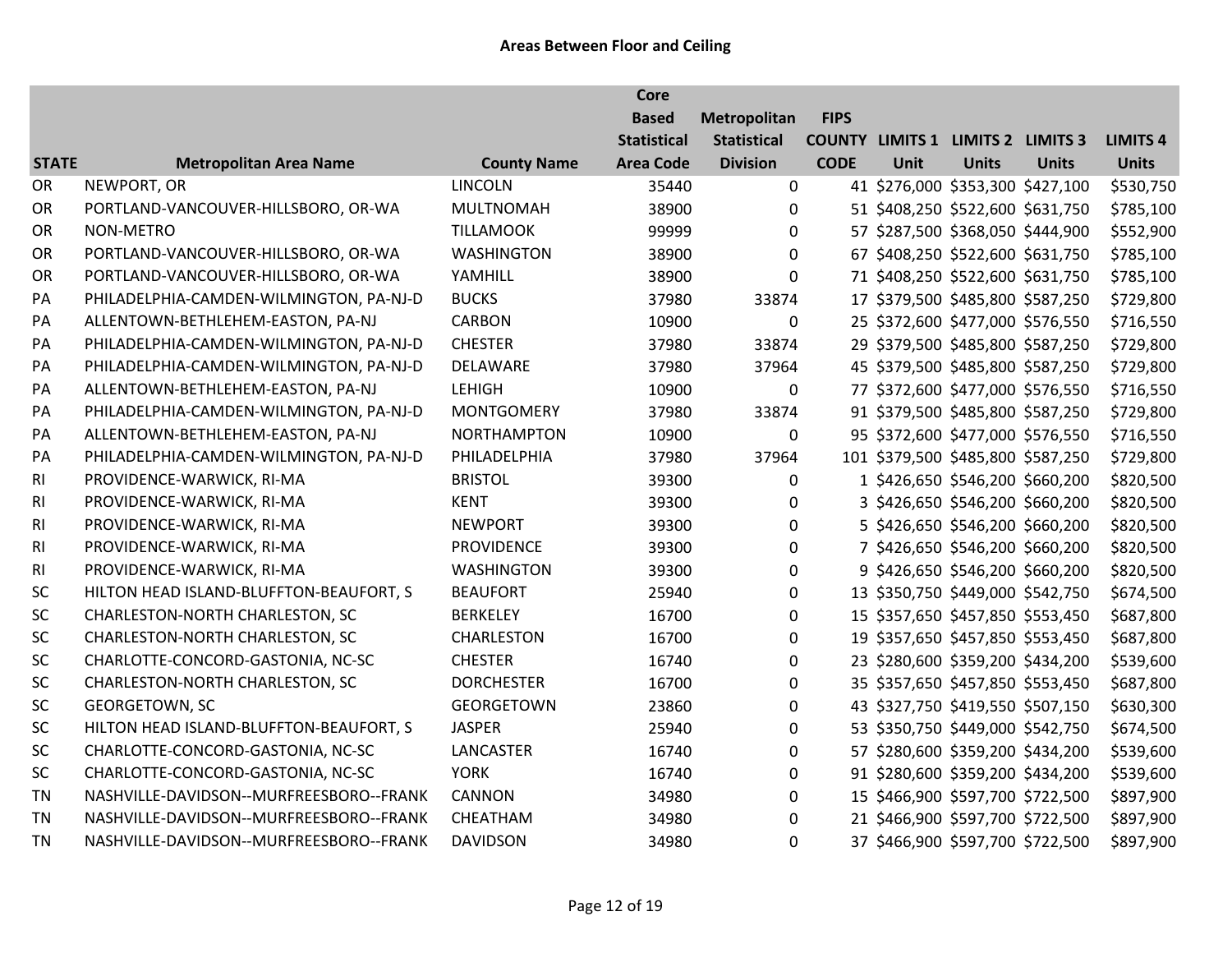## Areas Between Floor and Ceiling

| STATE | Metropolitan Area Name | County Name | Core Based Statistical Area Code | Metropolitan Statistical Division | FIPS COUNTY CODE | LIMITS 1 Unit | LIMITS 2 Units | LIMITS 3 Units | LIMITS 4 Units |
|---|---|---|---|---|---|---|---|---|---|
| OR | NEWPORT, OR | LINCOLN | 35440 | 0 | 41 | $276,000 | $353,300 | $427,100 | $530,750 |
| OR | PORTLAND-VANCOUVER-HILLSBORO, OR-WA | MULTNOMAH | 38900 | 0 | 51 | $408,250 | $522,600 | $631,750 | $785,100 |
| OR | NON-METRO | TILLAMOOK | 99999 | 0 | 57 | $287,500 | $368,050 | $444,900 | $552,900 |
| OR | PORTLAND-VANCOUVER-HILLSBORO, OR-WA | WASHINGTON | 38900 | 0 | 67 | $408,250 | $522,600 | $631,750 | $785,100 |
| OR | PORTLAND-VANCOUVER-HILLSBORO, OR-WA | YAMHILL | 38900 | 0 | 71 | $408,250 | $522,600 | $631,750 | $785,100 |
| PA | PHILADELPHIA-CAMDEN-WILMINGTON, PA-NJ-D | BUCKS | 37980 | 33874 | 17 | $379,500 | $485,800 | $587,250 | $729,800 |
| PA | ALLENTOWN-BETHLEHEM-EASTON, PA-NJ | CARBON | 10900 | 0 | 25 | $372,600 | $477,000 | $576,550 | $716,550 |
| PA | PHILADELPHIA-CAMDEN-WILMINGTON, PA-NJ-D | CHESTER | 37980 | 33874 | 29 | $379,500 | $485,800 | $587,250 | $729,800 |
| PA | PHILADELPHIA-CAMDEN-WILMINGTON, PA-NJ-D | DELAWARE | 37980 | 37964 | 45 | $379,500 | $485,800 | $587,250 | $729,800 |
| PA | ALLENTOWN-BETHLEHEM-EASTON, PA-NJ | LEHIGH | 10900 | 0 | 77 | $372,600 | $477,000 | $576,550 | $716,550 |
| PA | PHILADELPHIA-CAMDEN-WILMINGTON, PA-NJ-D | MONTGOMERY | 37980 | 33874 | 91 | $379,500 | $485,800 | $587,250 | $729,800 |
| PA | ALLENTOWN-BETHLEHEM-EASTON, PA-NJ | NORTHAMPTON | 10900 | 0 | 95 | $372,600 | $477,000 | $576,550 | $716,550 |
| PA | PHILADELPHIA-CAMDEN-WILMINGTON, PA-NJ-D | PHILADELPHIA | 37980 | 37964 | 101 | $379,500 | $485,800 | $587,250 | $729,800 |
| RI | PROVIDENCE-WARWICK, RI-MA | BRISTOL | 39300 | 0 | 1 | $426,650 | $546,200 | $660,200 | $820,500 |
| RI | PROVIDENCE-WARWICK, RI-MA | KENT | 39300 | 0 | 3 | $426,650 | $546,200 | $660,200 | $820,500 |
| RI | PROVIDENCE-WARWICK, RI-MA | NEWPORT | 39300 | 0 | 5 | $426,650 | $546,200 | $660,200 | $820,500 |
| RI | PROVIDENCE-WARWICK, RI-MA | PROVIDENCE | 39300 | 0 | 7 | $426,650 | $546,200 | $660,200 | $820,500 |
| RI | PROVIDENCE-WARWICK, RI-MA | WASHINGTON | 39300 | 0 | 9 | $426,650 | $546,200 | $660,200 | $820,500 |
| SC | HILTON HEAD ISLAND-BLUFFTON-BEAUFORT, S | BEAUFORT | 25940 | 0 | 13 | $350,750 | $449,000 | $542,750 | $674,500 |
| SC | CHARLESTON-NORTH CHARLESTON, SC | BERKELEY | 16700 | 0 | 15 | $357,650 | $457,850 | $553,450 | $687,800 |
| SC | CHARLESTON-NORTH CHARLESTON, SC | CHARLESTON | 16700 | 0 | 19 | $357,650 | $457,850 | $553,450 | $687,800 |
| SC | CHARLOTTE-CONCORD-GASTONIA, NC-SC | CHESTER | 16740 | 0 | 23 | $280,600 | $359,200 | $434,200 | $539,600 |
| SC | CHARLESTON-NORTH CHARLESTON, SC | DORCHESTER | 16700 | 0 | 35 | $357,650 | $457,850 | $553,450 | $687,800 |
| SC | GEORGETOWN, SC | GEORGETOWN | 23860 | 0 | 43 | $327,750 | $419,550 | $507,150 | $630,300 |
| SC | HILTON HEAD ISLAND-BLUFFTON-BEAUFORT, S | JASPER | 25940 | 0 | 53 | $350,750 | $449,000 | $542,750 | $674,500 |
| SC | CHARLOTTE-CONCORD-GASTONIA, NC-SC | LANCASTER | 16740 | 0 | 57 | $280,600 | $359,200 | $434,200 | $539,600 |
| SC | CHARLOTTE-CONCORD-GASTONIA, NC-SC | YORK | 16740 | 0 | 91 | $280,600 | $359,200 | $434,200 | $539,600 |
| TN | NASHVILLE-DAVIDSON--MURFREESBORO--FRANK | CANNON | 34980 | 0 | 15 | $466,900 | $597,700 | $722,500 | $897,900 |
| TN | NASHVILLE-DAVIDSON--MURFREESBORO--FRANK | CHEATHAM | 34980 | 0 | 21 | $466,900 | $597,700 | $722,500 | $897,900 |
| TN | NASHVILLE-DAVIDSON--MURFREESBORO--FRANK | DAVIDSON | 34980 | 0 | 37 | $466,900 | $597,700 | $722,500 | $897,900 |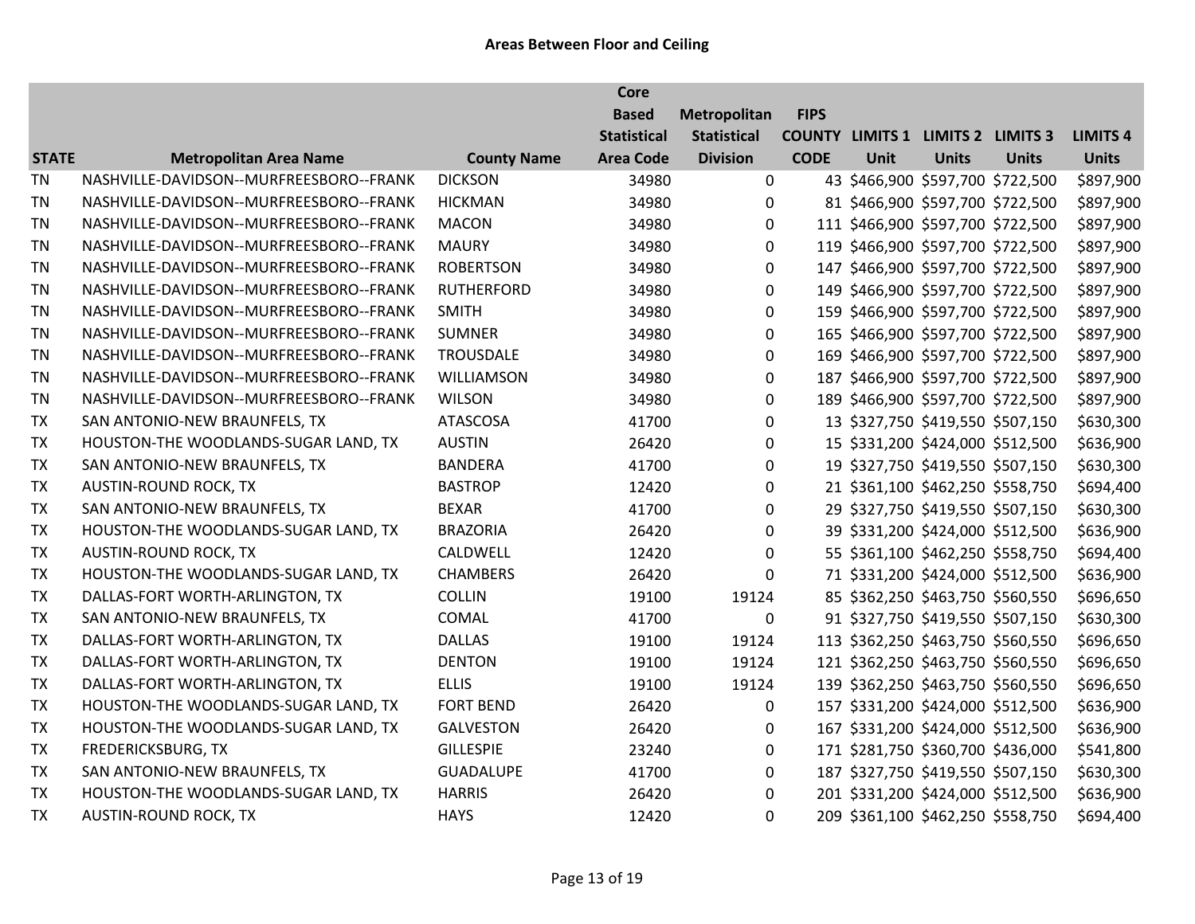**Areas Between Floor and Ceiling**

| STATE | Metropolitan Area Name | County Name | Core Based Statistical Area Code | Metropolitan Statistical Division | FIPS COUNTY CODE | LIMITS 1 Unit | LIMITS 2 Units | LIMITS 3 Units | LIMITS 4 Units |
|---|---|---|---|---|---|---|---|---|---|
| TN | NASHVILLE-DAVIDSON--MURFREESBORO--FRANK | DICKSON | 34980 | 0 | 43 | $466,900 | $597,700 | $722,500 | $897,900 |
| TN | NASHVILLE-DAVIDSON--MURFREESBORO--FRANK | HICKMAN | 34980 | 0 | 81 | $466,900 | $597,700 | $722,500 | $897,900 |
| TN | NASHVILLE-DAVIDSON--MURFREESBORO--FRANK | MACON | 34980 | 0 | 111 | $466,900 | $597,700 | $722,500 | $897,900 |
| TN | NASHVILLE-DAVIDSON--MURFREESBORO--FRANK | MAURY | 34980 | 0 | 119 | $466,900 | $597,700 | $722,500 | $897,900 |
| TN | NASHVILLE-DAVIDSON--MURFREESBORO--FRANK | ROBERTSON | 34980 | 0 | 147 | $466,900 | $597,700 | $722,500 | $897,900 |
| TN | NASHVILLE-DAVIDSON--MURFREESBORO--FRANK | RUTHERFORD | 34980 | 0 | 149 | $466,900 | $597,700 | $722,500 | $897,900 |
| TN | NASHVILLE-DAVIDSON--MURFREESBORO--FRANK | SMITH | 34980 | 0 | 159 | $466,900 | $597,700 | $722,500 | $897,900 |
| TN | NASHVILLE-DAVIDSON--MURFREESBORO--FRANK | SUMNER | 34980 | 0 | 165 | $466,900 | $597,700 | $722,500 | $897,900 |
| TN | NASHVILLE-DAVIDSON--MURFREESBORO--FRANK | TROUSDALE | 34980 | 0 | 169 | $466,900 | $597,700 | $722,500 | $897,900 |
| TN | NASHVILLE-DAVIDSON--MURFREESBORO--FRANK | WILLIAMSON | 34980 | 0 | 187 | $466,900 | $597,700 | $722,500 | $897,900 |
| TN | NASHVILLE-DAVIDSON--MURFREESBORO--FRANK | WILSON | 34980 | 0 | 189 | $466,900 | $597,700 | $722,500 | $897,900 |
| TX | SAN ANTONIO-NEW BRAUNFELS, TX | ATASCOSA | 41700 | 0 | 13 | $327,750 | $419,550 | $507,150 | $630,300 |
| TX | HOUSTON-THE WOODLANDS-SUGAR LAND, TX | AUSTIN | 26420 | 0 | 15 | $331,200 | $424,000 | $512,500 | $636,900 |
| TX | SAN ANTONIO-NEW BRAUNFELS, TX | BANDERA | 41700 | 0 | 19 | $327,750 | $419,550 | $507,150 | $630,300 |
| TX | AUSTIN-ROUND ROCK, TX | BASTROP | 12420 | 0 | 21 | $361,100 | $462,250 | $558,750 | $694,400 |
| TX | SAN ANTONIO-NEW BRAUNFELS, TX | BEXAR | 41700 | 0 | 29 | $327,750 | $419,550 | $507,150 | $630,300 |
| TX | HOUSTON-THE WOODLANDS-SUGAR LAND, TX | BRAZORIA | 26420 | 0 | 39 | $331,200 | $424,000 | $512,500 | $636,900 |
| TX | AUSTIN-ROUND ROCK, TX | CALDWELL | 12420 | 0 | 55 | $361,100 | $462,250 | $558,750 | $694,400 |
| TX | HOUSTON-THE WOODLANDS-SUGAR LAND, TX | CHAMBERS | 26420 | 0 | 71 | $331,200 | $424,000 | $512,500 | $636,900 |
| TX | DALLAS-FORT WORTH-ARLINGTON, TX | COLLIN | 19100 | 19124 | 85 | $362,250 | $463,750 | $560,550 | $696,650 |
| TX | SAN ANTONIO-NEW BRAUNFELS, TX | COMAL | 41700 | 0 | 91 | $327,750 | $419,550 | $507,150 | $630,300 |
| TX | DALLAS-FORT WORTH-ARLINGTON, TX | DALLAS | 19100 | 19124 | 113 | $362,250 | $463,750 | $560,550 | $696,650 |
| TX | DALLAS-FORT WORTH-ARLINGTON, TX | DENTON | 19100 | 19124 | 121 | $362,250 | $463,750 | $560,550 | $696,650 |
| TX | DALLAS-FORT WORTH-ARLINGTON, TX | ELLIS | 19100 | 19124 | 139 | $362,250 | $463,750 | $560,550 | $696,650 |
| TX | HOUSTON-THE WOODLANDS-SUGAR LAND, TX | FORT BEND | 26420 | 0 | 157 | $331,200 | $424,000 | $512,500 | $636,900 |
| TX | HOUSTON-THE WOODLANDS-SUGAR LAND, TX | GALVESTON | 26420 | 0 | 167 | $331,200 | $424,000 | $512,500 | $636,900 |
| TX | FREDERICKSBURG, TX | GILLESPIE | 23240 | 0 | 171 | $281,750 | $360,700 | $436,000 | $541,800 |
| TX | SAN ANTONIO-NEW BRAUNFELS, TX | GUADALUPE | 41700 | 0 | 187 | $327,750 | $419,550 | $507,150 | $630,300 |
| TX | HOUSTON-THE WOODLANDS-SUGAR LAND, TX | HARRIS | 26420 | 0 | 201 | $331,200 | $424,000 | $512,500 | $636,900 |
| TX | AUSTIN-ROUND ROCK, TX | HAYS | 12420 | 0 | 209 | $361,100 | $462,250 | $558,750 | $694,400 |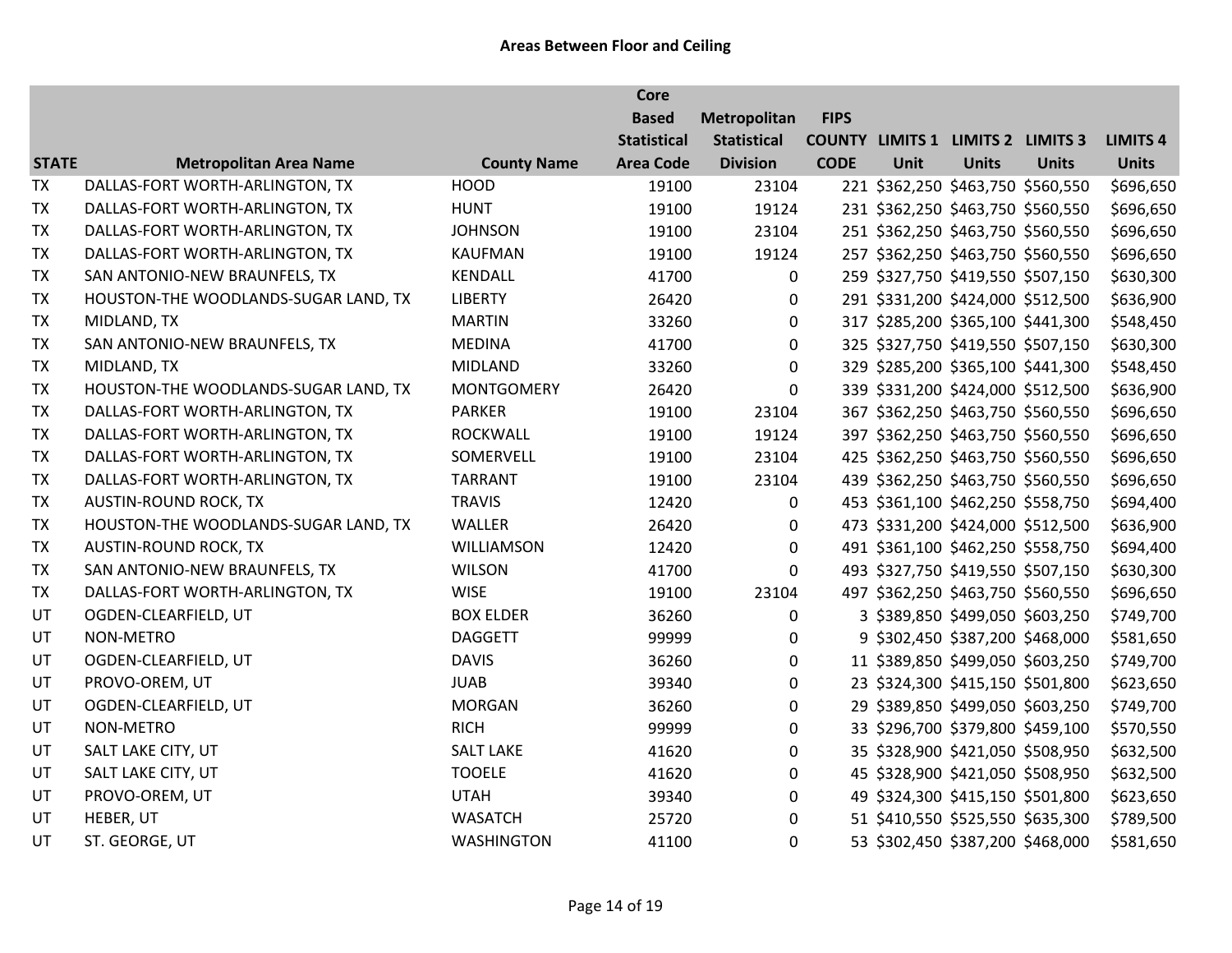## Areas Between Floor and Ceiling

| STATE | Metropolitan Area Name | County Name | Core Based Statistical Area Code | Metropolitan Statistical Division | FIPS COUNTY CODE | LIMITS 1 Unit | LIMITS 2 Units | LIMITS 3 Units | LIMITS 4 Units |
|---|---|---|---|---|---|---|---|---|---|
| TX | DALLAS-FORT WORTH-ARLINGTON, TX | HOOD | 19100 | 23104 | 221 | $362,250 | $463,750 | $560,550 | $696,650 |
| TX | DALLAS-FORT WORTH-ARLINGTON, TX | HUNT | 19100 | 19124 | 231 | $362,250 | $463,750 | $560,550 | $696,650 |
| TX | DALLAS-FORT WORTH-ARLINGTON, TX | JOHNSON | 19100 | 23104 | 251 | $362,250 | $463,750 | $560,550 | $696,650 |
| TX | DALLAS-FORT WORTH-ARLINGTON, TX | KAUFMAN | 19100 | 19124 | 257 | $362,250 | $463,750 | $560,550 | $696,650 |
| TX | SAN ANTONIO-NEW BRAUNFELS, TX | KENDALL | 41700 | 0 | 259 | $327,750 | $419,550 | $507,150 | $630,300 |
| TX | HOUSTON-THE WOODLANDS-SUGAR LAND, TX | LIBERTY | 26420 | 0 | 291 | $331,200 | $424,000 | $512,500 | $636,900 |
| TX | MIDLAND, TX | MARTIN | 33260 | 0 | 317 | $285,200 | $365,100 | $441,300 | $548,450 |
| TX | SAN ANTONIO-NEW BRAUNFELS, TX | MEDINA | 41700 | 0 | 325 | $327,750 | $419,550 | $507,150 | $630,300 |
| TX | MIDLAND, TX | MIDLAND | 33260 | 0 | 329 | $285,200 | $365,100 | $441,300 | $548,450 |
| TX | HOUSTON-THE WOODLANDS-SUGAR LAND, TX | MONTGOMERY | 26420 | 0 | 339 | $331,200 | $424,000 | $512,500 | $636,900 |
| TX | DALLAS-FORT WORTH-ARLINGTON, TX | PARKER | 19100 | 23104 | 367 | $362,250 | $463,750 | $560,550 | $696,650 |
| TX | DALLAS-FORT WORTH-ARLINGTON, TX | ROCKWALL | 19100 | 19124 | 397 | $362,250 | $463,750 | $560,550 | $696,650 |
| TX | DALLAS-FORT WORTH-ARLINGTON, TX | SOMERVELL | 19100 | 23104 | 425 | $362,250 | $463,750 | $560,550 | $696,650 |
| TX | DALLAS-FORT WORTH-ARLINGTON, TX | TARRANT | 19100 | 23104 | 439 | $362,250 | $463,750 | $560,550 | $696,650 |
| TX | AUSTIN-ROUND ROCK, TX | TRAVIS | 12420 | 0 | 453 | $361,100 | $462,250 | $558,750 | $694,400 |
| TX | HOUSTON-THE WOODLANDS-SUGAR LAND, TX | WALLER | 26420 | 0 | 473 | $331,200 | $424,000 | $512,500 | $636,900 |
| TX | AUSTIN-ROUND ROCK, TX | WILLIAMSON | 12420 | 0 | 491 | $361,100 | $462,250 | $558,750 | $694,400 |
| TX | SAN ANTONIO-NEW BRAUNFELS, TX | WILSON | 41700 | 0 | 493 | $327,750 | $419,550 | $507,150 | $630,300 |
| TX | DALLAS-FORT WORTH-ARLINGTON, TX | WISE | 19100 | 23104 | 497 | $362,250 | $463,750 | $560,550 | $696,650 |
| UT | OGDEN-CLEARFIELD, UT | BOX ELDER | 36260 | 0 | 3 | $389,850 | $499,050 | $603,250 | $749,700 |
| UT | NON-METRO | DAGGETT | 99999 | 0 | 9 | $302,450 | $387,200 | $468,000 | $581,650 |
| UT | OGDEN-CLEARFIELD, UT | DAVIS | 36260 | 0 | 11 | $389,850 | $499,050 | $603,250 | $749,700 |
| UT | PROVO-OREM, UT | JUAB | 39340 | 0 | 23 | $324,300 | $415,150 | $501,800 | $623,650 |
| UT | OGDEN-CLEARFIELD, UT | MORGAN | 36260 | 0 | 29 | $389,850 | $499,050 | $603,250 | $749,700 |
| UT | NON-METRO | RICH | 99999 | 0 | 33 | $296,700 | $379,800 | $459,100 | $570,550 |
| UT | SALT LAKE CITY, UT | SALT LAKE | 41620 | 0 | 35 | $328,900 | $421,050 | $508,950 | $632,500 |
| UT | SALT LAKE CITY, UT | TOOELE | 41620 | 0 | 45 | $328,900 | $421,050 | $508,950 | $632,500 |
| UT | PROVO-OREM, UT | UTAH | 39340 | 0 | 49 | $324,300 | $415,150 | $501,800 | $623,650 |
| UT | HEBER, UT | WASATCH | 25720 | 0 | 51 | $410,550 | $525,550 | $635,300 | $789,500 |
| UT | ST. GEORGE, UT | WASHINGTON | 41100 | 0 | 53 | $302,450 | $387,200 | $468,000 | $581,650 |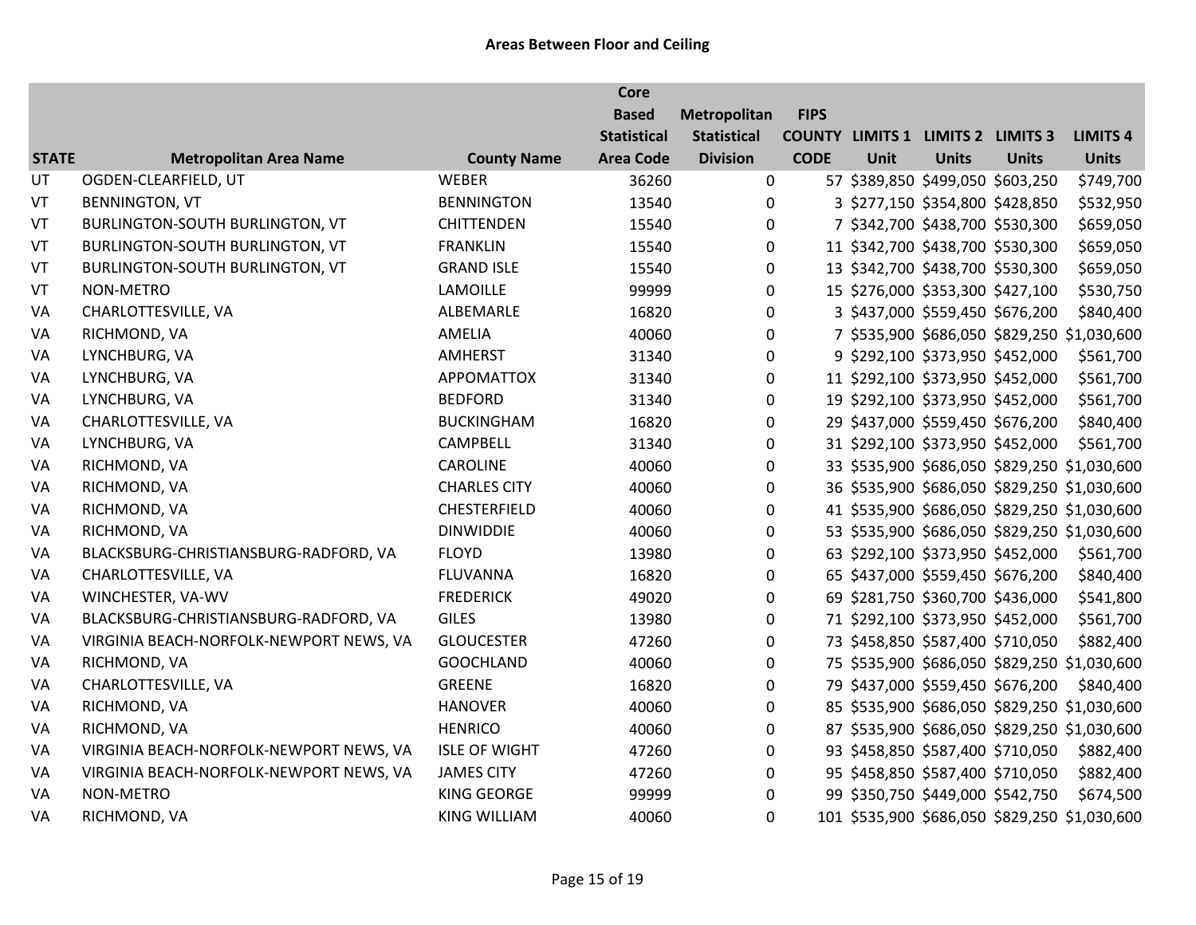## Areas Between Floor and Ceiling

| STATE | Metropolitan Area Name | County Name | Core Based Statistical Area Code | Metropolitan Statistical Division | FIPS COUNTY CODE | LIMITS 1 Unit | LIMITS 2 Units | LIMITS 3 Units | LIMITS 4 Units |
|---|---|---|---|---|---|---|---|---|---|
| UT | OGDEN-CLEARFIELD, UT | WEBER | 36260 | 0 | 57 | $389,850 | $499,050 | $603,250 | $749,700 |
| VT | BENNINGTON, VT | BENNINGTON | 13540 | 0 | 3 | $277,150 | $354,800 | $428,850 | $532,950 |
| VT | BURLINGTON-SOUTH BURLINGTON, VT | CHITTENDEN | 15540 | 0 | 7 | $342,700 | $438,700 | $530,300 | $659,050 |
| VT | BURLINGTON-SOUTH BURLINGTON, VT | FRANKLIN | 15540 | 0 | 11 | $342,700 | $438,700 | $530,300 | $659,050 |
| VT | BURLINGTON-SOUTH BURLINGTON, VT | GRAND ISLE | 15540 | 0 | 13 | $342,700 | $438,700 | $530,300 | $659,050 |
| VT | NON-METRO | LAMOILLE | 99999 | 0 | 15 | $276,000 | $353,300 | $427,100 | $530,750 |
| VA | CHARLOTTESVILLE, VA | ALBEMARLE | 16820 | 0 | 3 | $437,000 | $559,450 | $676,200 | $840,400 |
| VA | RICHMOND, VA | AMELIA | 40060 | 0 | 7 | $535,900 | $686,050 | $829,250 | $1,030,600 |
| VA | LYNCHBURG, VA | AMHERST | 31340 | 0 | 9 | $292,100 | $373,950 | $452,000 | $561,700 |
| VA | LYNCHBURG, VA | APPOMATTOX | 31340 | 0 | 11 | $292,100 | $373,950 | $452,000 | $561,700 |
| VA | LYNCHBURG, VA | BEDFORD | 31340 | 0 | 19 | $292,100 | $373,950 | $452,000 | $561,700 |
| VA | CHARLOTTESVILLE, VA | BUCKINGHAM | 16820 | 0 | 29 | $437,000 | $559,450 | $676,200 | $840,400 |
| VA | LYNCHBURG, VA | CAMPBELL | 31340 | 0 | 31 | $292,100 | $373,950 | $452,000 | $561,700 |
| VA | RICHMOND, VA | CAROLINE | 40060 | 0 | 33 | $535,900 | $686,050 | $829,250 | $1,030,600 |
| VA | RICHMOND, VA | CHARLES CITY | 40060 | 0 | 36 | $535,900 | $686,050 | $829,250 | $1,030,600 |
| VA | RICHMOND, VA | CHESTERFIELD | 40060 | 0 | 41 | $535,900 | $686,050 | $829,250 | $1,030,600 |
| VA | RICHMOND, VA | DINWIDDIE | 40060 | 0 | 53 | $535,900 | $686,050 | $829,250 | $1,030,600 |
| VA | BLACKSBURG-CHRISTIANSBURG-RADFORD, VA | FLOYD | 13980 | 0 | 63 | $292,100 | $373,950 | $452,000 | $561,700 |
| VA | CHARLOTTESVILLE, VA | FLUVANNA | 16820 | 0 | 65 | $437,000 | $559,450 | $676,200 | $840,400 |
| VA | WINCHESTER, VA-WV | FREDERICK | 49020 | 0 | 69 | $281,750 | $360,700 | $436,000 | $541,800 |
| VA | BLACKSBURG-CHRISTIANSBURG-RADFORD, VA | GILES | 13980 | 0 | 71 | $292,100 | $373,950 | $452,000 | $561,700 |
| VA | VIRGINIA BEACH-NORFOLK-NEWPORT NEWS, VA | GLOUCESTER | 47260 | 0 | 73 | $458,850 | $587,400 | $710,050 | $882,400 |
| VA | RICHMOND, VA | GOOCHLAND | 40060 | 0 | 75 | $535,900 | $686,050 | $829,250 | $1,030,600 |
| VA | CHARLOTTESVILLE, VA | GREENE | 16820 | 0 | 79 | $437,000 | $559,450 | $676,200 | $840,400 |
| VA | RICHMOND, VA | HANOVER | 40060 | 0 | 85 | $535,900 | $686,050 | $829,250 | $1,030,600 |
| VA | RICHMOND, VA | HENRICO | 40060 | 0 | 87 | $535,900 | $686,050 | $829,250 | $1,030,600 |
| VA | VIRGINIA BEACH-NORFOLK-NEWPORT NEWS, VA | ISLE OF WIGHT | 47260 | 0 | 93 | $458,850 | $587,400 | $710,050 | $882,400 |
| VA | VIRGINIA BEACH-NORFOLK-NEWPORT NEWS, VA | JAMES CITY | 47260 | 0 | 95 | $458,850 | $587,400 | $710,050 | $882,400 |
| VA | NON-METRO | KING GEORGE | 99999 | 0 | 99 | $350,750 | $449,000 | $542,750 | $674,500 |
| VA | RICHMOND, VA | KING WILLIAM | 40060 | 0 | 101 | $535,900 | $686,050 | $829,250 | $1,030,600 |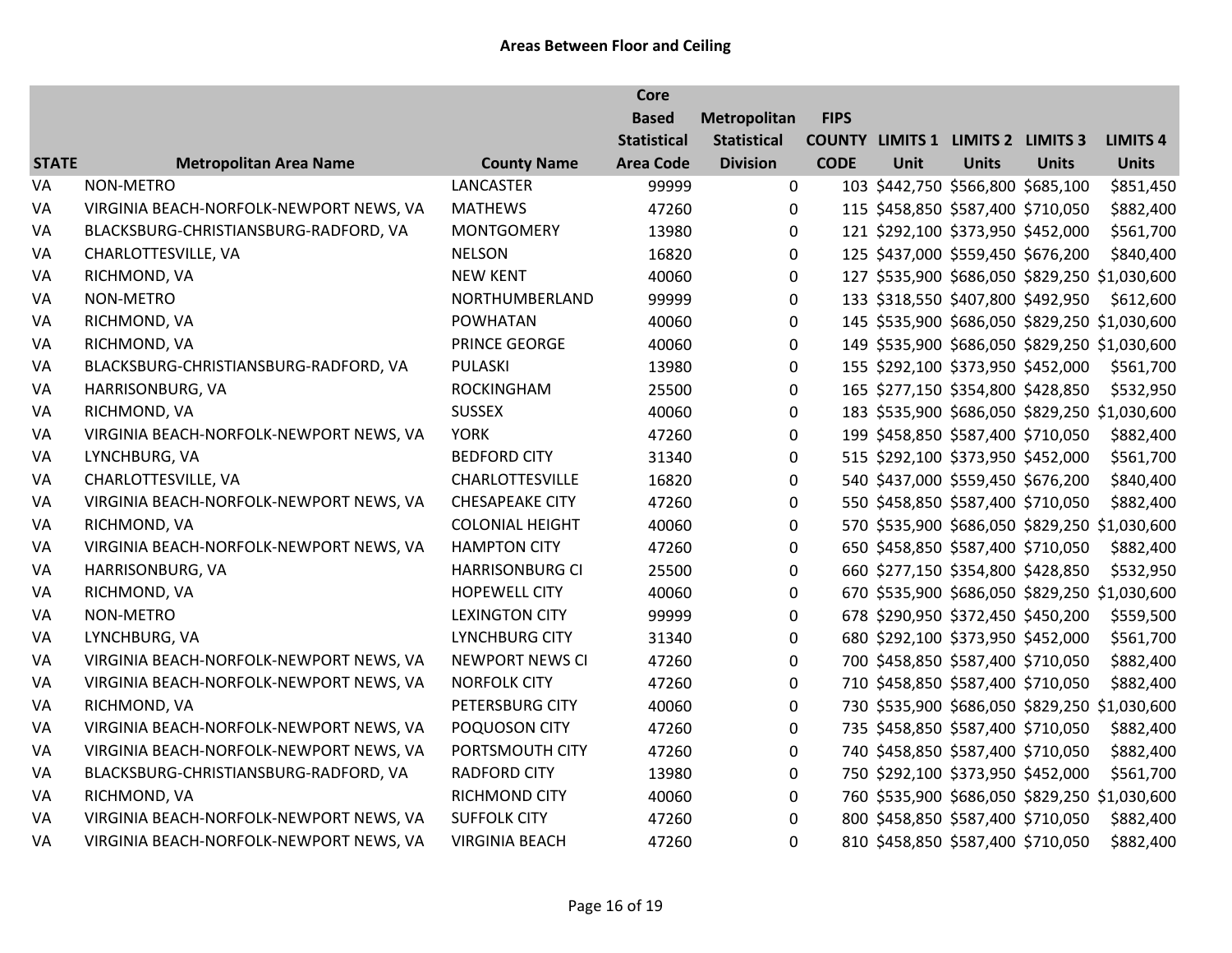## Areas Between Floor and Ceiling

| STATE | Metropolitan Area Name | County Name | Core Based Statistical Area Code | Metropolitan Statistical Division | FIPS COUNTY CODE | LIMITS 1 Unit | LIMITS 2 Units | LIMITS 3 Units | LIMITS 4 Units |
|---|---|---|---|---|---|---|---|---|---|
| VA | NON-METRO | LANCASTER | 99999 | 0 | 103 | $442,750 | $566,800 | $685,100 | $851,450 |
| VA | VIRGINIA BEACH-NORFOLK-NEWPORT NEWS, VA | MATHEWS | 47260 | 0 | 115 | $458,850 | $587,400 | $710,050 | $882,400 |
| VA | BLACKSBURG-CHRISTIANSBURG-RADFORD, VA | MONTGOMERY | 13980 | 0 | 121 | $292,100 | $373,950 | $452,000 | $561,700 |
| VA | CHARLOTTESVILLE, VA | NELSON | 16820 | 0 | 125 | $437,000 | $559,450 | $676,200 | $840,400 |
| VA | RICHMOND, VA | NEW KENT | 40060 | 0 | 127 | $535,900 | $686,050 | $829,250 | $1,030,600 |
| VA | NON-METRO | NORTHUMBERLAND | 99999 | 0 | 133 | $318,550 | $407,800 | $492,950 | $612,600 |
| VA | RICHMOND, VA | POWHATAN | 40060 | 0 | 145 | $535,900 | $686,050 | $829,250 | $1,030,600 |
| VA | RICHMOND, VA | PRINCE GEORGE | 40060 | 0 | 149 | $535,900 | $686,050 | $829,250 | $1,030,600 |
| VA | BLACKSBURG-CHRISTIANSBURG-RADFORD, VA | PULASKI | 13980 | 0 | 155 | $292,100 | $373,950 | $452,000 | $561,700 |
| VA | HARRISONBURG, VA | ROCKINGHAM | 25500 | 0 | 165 | $277,150 | $354,800 | $428,850 | $532,950 |
| VA | RICHMOND, VA | SUSSEX | 40060 | 0 | 183 | $535,900 | $686,050 | $829,250 | $1,030,600 |
| VA | VIRGINIA BEACH-NORFOLK-NEWPORT NEWS, VA | YORK | 47260 | 0 | 199 | $458,850 | $587,400 | $710,050 | $882,400 |
| VA | LYNCHBURG, VA | BEDFORD CITY | 31340 | 0 | 515 | $292,100 | $373,950 | $452,000 | $561,700 |
| VA | CHARLOTTESVILLE, VA | CHARLOTTESVILLE | 16820 | 0 | 540 | $437,000 | $559,450 | $676,200 | $840,400 |
| VA | VIRGINIA BEACH-NORFOLK-NEWPORT NEWS, VA | CHESAPEAKE CITY | 47260 | 0 | 550 | $458,850 | $587,400 | $710,050 | $882,400 |
| VA | RICHMOND, VA | COLONIAL HEIGHT | 40060 | 0 | 570 | $535,900 | $686,050 | $829,250 | $1,030,600 |
| VA | VIRGINIA BEACH-NORFOLK-NEWPORT NEWS, VA | HAMPTON CITY | 47260 | 0 | 650 | $458,850 | $587,400 | $710,050 | $882,400 |
| VA | HARRISONBURG, VA | HARRISONBURG CI | 25500 | 0 | 660 | $277,150 | $354,800 | $428,850 | $532,950 |
| VA | RICHMOND, VA | HOPEWELL CITY | 40060 | 0 | 670 | $535,900 | $686,050 | $829,250 | $1,030,600 |
| VA | NON-METRO | LEXINGTON CITY | 99999 | 0 | 678 | $290,950 | $372,450 | $450,200 | $559,500 |
| VA | LYNCHBURG, VA | LYNCHBURG CITY | 31340 | 0 | 680 | $292,100 | $373,950 | $452,000 | $561,700 |
| VA | VIRGINIA BEACH-NORFOLK-NEWPORT NEWS, VA | NEWPORT NEWS CI | 47260 | 0 | 700 | $458,850 | $587,400 | $710,050 | $882,400 |
| VA | VIRGINIA BEACH-NORFOLK-NEWPORT NEWS, VA | NORFOLK CITY | 47260 | 0 | 710 | $458,850 | $587,400 | $710,050 | $882,400 |
| VA | RICHMOND, VA | PETERSBURG CITY | 40060 | 0 | 730 | $535,900 | $686,050 | $829,250 | $1,030,600 |
| VA | VIRGINIA BEACH-NORFOLK-NEWPORT NEWS, VA | POQUOSON CITY | 47260 | 0 | 735 | $458,850 | $587,400 | $710,050 | $882,400 |
| VA | VIRGINIA BEACH-NORFOLK-NEWPORT NEWS, VA | PORTSMOUTH CITY | 47260 | 0 | 740 | $458,850 | $587,400 | $710,050 | $882,400 |
| VA | BLACKSBURG-CHRISTIANSBURG-RADFORD, VA | RADFORD CITY | 13980 | 0 | 750 | $292,100 | $373,950 | $452,000 | $561,700 |
| VA | RICHMOND, VA | RICHMOND CITY | 40060 | 0 | 760 | $535,900 | $686,050 | $829,250 | $1,030,600 |
| VA | VIRGINIA BEACH-NORFOLK-NEWPORT NEWS, VA | SUFFOLK CITY | 47260 | 0 | 800 | $458,850 | $587,400 | $710,050 | $882,400 |
| VA | VIRGINIA BEACH-NORFOLK-NEWPORT NEWS, VA | VIRGINIA BEACH | 47260 | 0 | 810 | $458,850 | $587,400 | $710,050 | $882,400 |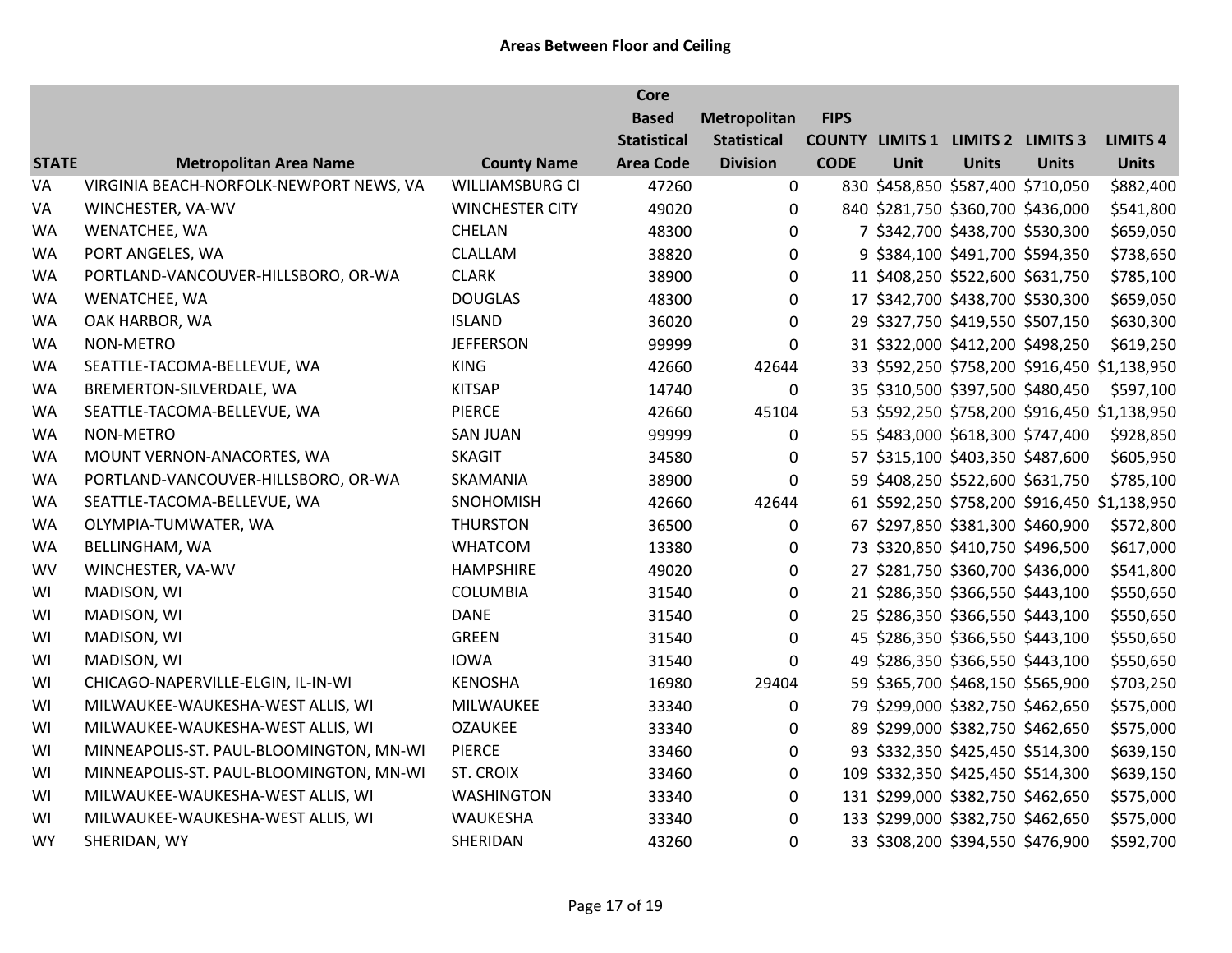## Areas Between Floor and Ceiling

| STATE | Metropolitan Area Name | County Name | Core Based Statistical Area Code | Metropolitan Statistical Division | FIPS COUNTY CODE | LIMITS 1 Unit | LIMITS 2 Units | LIMITS 3 Units | LIMITS 4 Units |
|---|---|---|---|---|---|---|---|---|---|
| VA | VIRGINIA BEACH-NORFOLK-NEWPORT NEWS, VA | WILLIAMSBURG CI | 47260 | 0 | 830 | $458,850 | $587,400 | $710,050 | $882,400 |
| VA | WINCHESTER, VA-WV | WINCHESTER CITY | 49020 | 0 | 840 | $281,750 | $360,700 | $436,000 | $541,800 |
| WA | WENATCHEE, WA | CHELAN | 48300 | 0 | 7 | $342,700 | $438,700 | $530,300 | $659,050 |
| WA | PORT ANGELES, WA | CLALLAM | 38820 | 0 | 9 | $384,100 | $491,700 | $594,350 | $738,650 |
| WA | PORTLAND-VANCOUVER-HILLSBORO, OR-WA | CLARK | 38900 | 0 | 11 | $408,250 | $522,600 | $631,750 | $785,100 |
| WA | WENATCHEE, WA | DOUGLAS | 48300 | 0 | 17 | $342,700 | $438,700 | $530,300 | $659,050 |
| WA | OAK HARBOR, WA | ISLAND | 36020 | 0 | 29 | $327,750 | $419,550 | $507,150 | $630,300 |
| WA | NON-METRO | JEFFERSON | 99999 | 0 | 31 | $322,000 | $412,200 | $498,250 | $619,250 |
| WA | SEATTLE-TACOMA-BELLEVUE, WA | KING | 42660 | 42644 | 33 | $592,250 | $758,200 | $916,450 | $1,138,950 |
| WA | BREMERTON-SILVERDALE, WA | KITSAP | 14740 | 0 | 35 | $310,500 | $397,500 | $480,450 | $597,100 |
| WA | SEATTLE-TACOMA-BELLEVUE, WA | PIERCE | 42660 | 45104 | 53 | $592,250 | $758,200 | $916,450 | $1,138,950 |
| WA | NON-METRO | SAN JUAN | 99999 | 0 | 55 | $483,000 | $618,300 | $747,400 | $928,850 |
| WA | MOUNT VERNON-ANACORTES, WA | SKAGIT | 34580 | 0 | 57 | $315,100 | $403,350 | $487,600 | $605,950 |
| WA | PORTLAND-VANCOUVER-HILLSBORO, OR-WA | SKAMANIA | 38900 | 0 | 59 | $408,250 | $522,600 | $631,750 | $785,100 |
| WA | SEATTLE-TACOMA-BELLEVUE, WA | SNOHOMISH | 42660 | 42644 | 61 | $592,250 | $758,200 | $916,450 | $1,138,950 |
| WA | OLYMPIA-TUMWATER, WA | THURSTON | 36500 | 0 | 67 | $297,850 | $381,300 | $460,900 | $572,800 |
| WA | BELLINGHAM, WA | WHATCOM | 13380 | 0 | 73 | $320,850 | $410,750 | $496,500 | $617,000 |
| WV | WINCHESTER, VA-WV | HAMPSHIRE | 49020 | 0 | 27 | $281,750 | $360,700 | $436,000 | $541,800 |
| WI | MADISON, WI | COLUMBIA | 31540 | 0 | 21 | $286,350 | $366,550 | $443,100 | $550,650 |
| WI | MADISON, WI | DANE | 31540 | 0 | 25 | $286,350 | $366,550 | $443,100 | $550,650 |
| WI | MADISON, WI | GREEN | 31540 | 0 | 45 | $286,350 | $366,550 | $443,100 | $550,650 |
| WI | MADISON, WI | IOWA | 31540 | 0 | 49 | $286,350 | $366,550 | $443,100 | $550,650 |
| WI | CHICAGO-NAPERVILLE-ELGIN, IL-IN-WI | KENOSHA | 16980 | 29404 | 59 | $365,700 | $468,150 | $565,900 | $703,250 |
| WI | MILWAUKEE-WAUKESHA-WEST ALLIS, WI | MILWAUKEE | 33340 | 0 | 79 | $299,000 | $382,750 | $462,650 | $575,000 |
| WI | MILWAUKEE-WAUKESHA-WEST ALLIS, WI | OZAUKEE | 33340 | 0 | 89 | $299,000 | $382,750 | $462,650 | $575,000 |
| WI | MINNEAPOLIS-ST. PAUL-BLOOMINGTON, MN-WI | PIERCE | 33460 | 0 | 93 | $332,350 | $425,450 | $514,300 | $639,150 |
| WI | MINNEAPOLIS-ST. PAUL-BLOOMINGTON, MN-WI | ST. CROIX | 33460 | 0 | 109 | $332,350 | $425,450 | $514,300 | $639,150 |
| WI | MILWAUKEE-WAUKESHA-WEST ALLIS, WI | WASHINGTON | 33340 | 0 | 131 | $299,000 | $382,750 | $462,650 | $575,000 |
| WI | MILWAUKEE-WAUKESHA-WEST ALLIS, WI | WAUKESHA | 33340 | 0 | 133 | $299,000 | $382,750 | $462,650 | $575,000 |
| WY | SHERIDAN, WY | SHERIDAN | 43260 | 0 | 33 | $308,200 | $394,550 | $476,900 | $592,700 |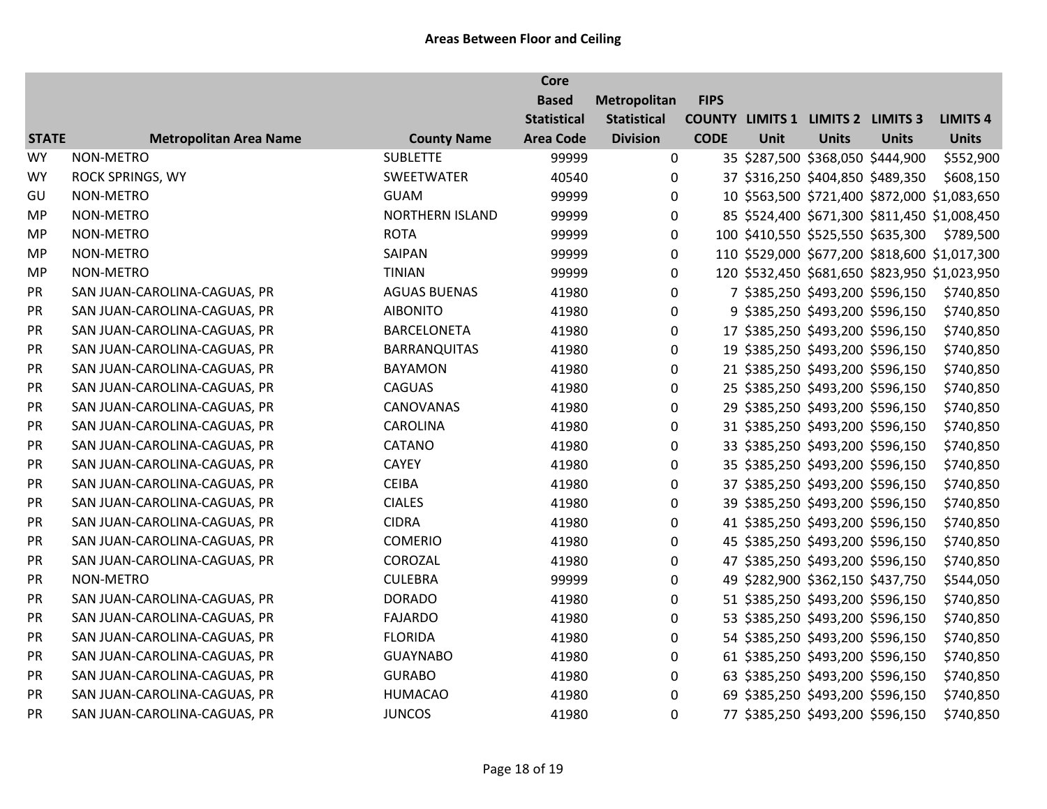**Areas Between Floor and Ceiling**

| STATE | Metropolitan Area Name | County Name | Core Based Statistical Area Code | Metropolitan Statistical Division | FIPS COUNTY CODE | LIMITS 1 Unit | LIMITS 2 Units | LIMITS 3 Units | LIMITS 4 Units |
|---|---|---|---|---|---|---|---|---|---|
| WY | NON-METRO | SUBLETTE | 99999 | 0 | 35 | $287,500 | $368,050 | $444,900 | $552,900 |
| WY | ROCK SPRINGS, WY | SWEETWATER | 40540 | 0 | 37 | $316,250 | $404,850 | $489,350 | $608,150 |
| GU | NON-METRO | GUAM | 99999 | 0 | 10 | $563,500 | $721,400 | $872,000 | $1,083,650 |
| MP | NON-METRO | NORTHERN ISLAND | 99999 | 0 | 85 | $524,400 | $671,300 | $811,450 | $1,008,450 |
| MP | NON-METRO | ROTA | 99999 | 0 | 100 | $410,550 | $525,550 | $635,300 | $789,500 |
| MP | NON-METRO | SAIPAN | 99999 | 0 | 110 | $529,000 | $677,200 | $818,600 | $1,017,300 |
| MP | NON-METRO | TINIAN | 99999 | 0 | 120 | $532,450 | $681,650 | $823,950 | $1,023,950 |
| PR | SAN JUAN-CAROLINA-CAGUAS, PR | AGUAS BUENAS | 41980 | 0 | 7 | $385,250 | $493,200 | $596,150 | $740,850 |
| PR | SAN JUAN-CAROLINA-CAGUAS, PR | AIBONITO | 41980 | 0 | 9 | $385,250 | $493,200 | $596,150 | $740,850 |
| PR | SAN JUAN-CAROLINA-CAGUAS, PR | BARCELONETA | 41980 | 0 | 17 | $385,250 | $493,200 | $596,150 | $740,850 |
| PR | SAN JUAN-CAROLINA-CAGUAS, PR | BARRANQUITAS | 41980 | 0 | 19 | $385,250 | $493,200 | $596,150 | $740,850 |
| PR | SAN JUAN-CAROLINA-CAGUAS, PR | BAYAMON | 41980 | 0 | 21 | $385,250 | $493,200 | $596,150 | $740,850 |
| PR | SAN JUAN-CAROLINA-CAGUAS, PR | CAGUAS | 41980 | 0 | 25 | $385,250 | $493,200 | $596,150 | $740,850 |
| PR | SAN JUAN-CAROLINA-CAGUAS, PR | CANOVANAS | 41980 | 0 | 29 | $385,250 | $493,200 | $596,150 | $740,850 |
| PR | SAN JUAN-CAROLINA-CAGUAS, PR | CAROLINA | 41980 | 0 | 31 | $385,250 | $493,200 | $596,150 | $740,850 |
| PR | SAN JUAN-CAROLINA-CAGUAS, PR | CATANO | 41980 | 0 | 33 | $385,250 | $493,200 | $596,150 | $740,850 |
| PR | SAN JUAN-CAROLINA-CAGUAS, PR | CAYEY | 41980 | 0 | 35 | $385,250 | $493,200 | $596,150 | $740,850 |
| PR | SAN JUAN-CAROLINA-CAGUAS, PR | CEIBA | 41980 | 0 | 37 | $385,250 | $493,200 | $596,150 | $740,850 |
| PR | SAN JUAN-CAROLINA-CAGUAS, PR | CIALES | 41980 | 0 | 39 | $385,250 | $493,200 | $596,150 | $740,850 |
| PR | SAN JUAN-CAROLINA-CAGUAS, PR | CIDRA | 41980 | 0 | 41 | $385,250 | $493,200 | $596,150 | $740,850 |
| PR | SAN JUAN-CAROLINA-CAGUAS, PR | COMERIO | 41980 | 0 | 45 | $385,250 | $493,200 | $596,150 | $740,850 |
| PR | SAN JUAN-CAROLINA-CAGUAS, PR | COROZAL | 41980 | 0 | 47 | $385,250 | $493,200 | $596,150 | $740,850 |
| PR | NON-METRO | CULEBRA | 99999 | 0 | 49 | $282,900 | $362,150 | $437,750 | $544,050 |
| PR | SAN JUAN-CAROLINA-CAGUAS, PR | DORADO | 41980 | 0 | 51 | $385,250 | $493,200 | $596,150 | $740,850 |
| PR | SAN JUAN-CAROLINA-CAGUAS, PR | FAJARDO | 41980 | 0 | 53 | $385,250 | $493,200 | $596,150 | $740,850 |
| PR | SAN JUAN-CAROLINA-CAGUAS, PR | FLORIDA | 41980 | 0 | 54 | $385,250 | $493,200 | $596,150 | $740,850 |
| PR | SAN JUAN-CAROLINA-CAGUAS, PR | GUAYNABO | 41980 | 0 | 61 | $385,250 | $493,200 | $596,150 | $740,850 |
| PR | SAN JUAN-CAROLINA-CAGUAS, PR | GURABO | 41980 | 0 | 63 | $385,250 | $493,200 | $596,150 | $740,850 |
| PR | SAN JUAN-CAROLINA-CAGUAS, PR | HUMACAO | 41980 | 0 | 69 | $385,250 | $493,200 | $596,150 | $740,850 |
| PR | SAN JUAN-CAROLINA-CAGUAS, PR | JUNCOS | 41980 | 0 | 77 | $385,250 | $493,200 | $596,150 | $740,850 |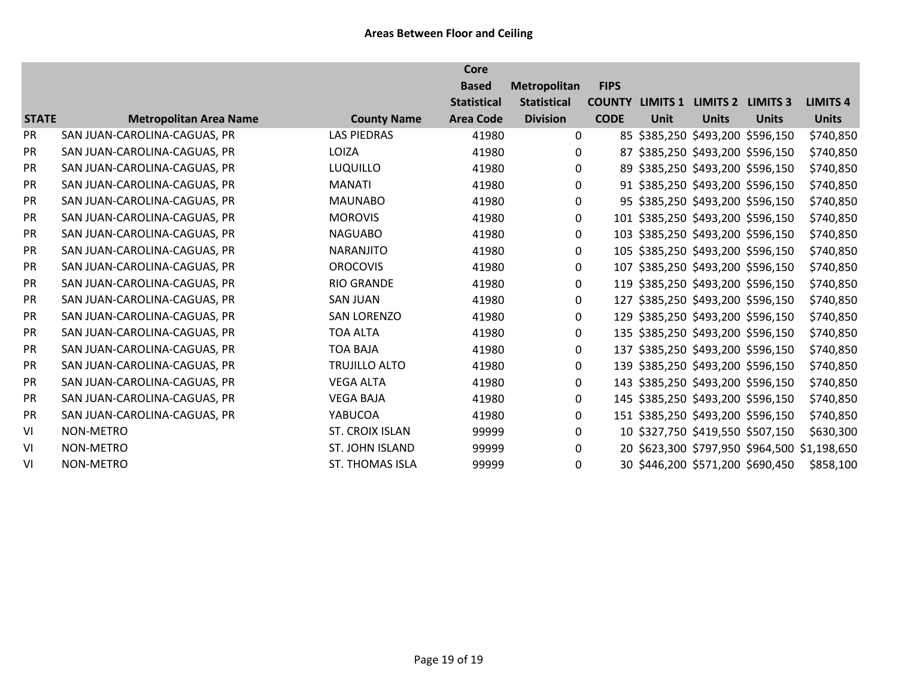**Areas Between Floor and Ceiling**

| STATE | Metropolitan Area Name | County Name | Core Based Statistical Area Code | Metropolitan Statistical Division | FIPS COUNTY CODE | LIMITS 1 Unit | LIMITS 2 Units | LIMITS 3 Units | LIMITS 4 Units |
|---|---|---|---|---|---|---|---|---|---|
| PR | SAN JUAN-CAROLINA-CAGUAS, PR | LAS PIEDRAS | 41980 | 0 | 85 | $385,250 | $493,200 | $596,150 | $740,850 |
| PR | SAN JUAN-CAROLINA-CAGUAS, PR | LOIZA | 41980 | 0 | 87 | $385,250 | $493,200 | $596,150 | $740,850 |
| PR | SAN JUAN-CAROLINA-CAGUAS, PR | LUQUILLO | 41980 | 0 | 89 | $385,250 | $493,200 | $596,150 | $740,850 |
| PR | SAN JUAN-CAROLINA-CAGUAS, PR | MANATI | 41980 | 0 | 91 | $385,250 | $493,200 | $596,150 | $740,850 |
| PR | SAN JUAN-CAROLINA-CAGUAS, PR | MAUNABO | 41980 | 0 | 95 | $385,250 | $493,200 | $596,150 | $740,850 |
| PR | SAN JUAN-CAROLINA-CAGUAS, PR | MOROVIS | 41980 | 0 | 101 | $385,250 | $493,200 | $596,150 | $740,850 |
| PR | SAN JUAN-CAROLINA-CAGUAS, PR | NAGUABO | 41980 | 0 | 103 | $385,250 | $493,200 | $596,150 | $740,850 |
| PR | SAN JUAN-CAROLINA-CAGUAS, PR | NARANJITO | 41980 | 0 | 105 | $385,250 | $493,200 | $596,150 | $740,850 |
| PR | SAN JUAN-CAROLINA-CAGUAS, PR | OROCOVIS | 41980 | 0 | 107 | $385,250 | $493,200 | $596,150 | $740,850 |
| PR | SAN JUAN-CAROLINA-CAGUAS, PR | RIO GRANDE | 41980 | 0 | 119 | $385,250 | $493,200 | $596,150 | $740,850 |
| PR | SAN JUAN-CAROLINA-CAGUAS, PR | SAN JUAN | 41980 | 0 | 127 | $385,250 | $493,200 | $596,150 | $740,850 |
| PR | SAN JUAN-CAROLINA-CAGUAS, PR | SAN LORENZO | 41980 | 0 | 129 | $385,250 | $493,200 | $596,150 | $740,850 |
| PR | SAN JUAN-CAROLINA-CAGUAS, PR | TOA ALTA | 41980 | 0 | 135 | $385,250 | $493,200 | $596,150 | $740,850 |
| PR | SAN JUAN-CAROLINA-CAGUAS, PR | TOA BAJA | 41980 | 0 | 137 | $385,250 | $493,200 | $596,150 | $740,850 |
| PR | SAN JUAN-CAROLINA-CAGUAS, PR | TRUJILLO ALTO | 41980 | 0 | 139 | $385,250 | $493,200 | $596,150 | $740,850 |
| PR | SAN JUAN-CAROLINA-CAGUAS, PR | VEGA ALTA | 41980 | 0 | 143 | $385,250 | $493,200 | $596,150 | $740,850 |
| PR | SAN JUAN-CAROLINA-CAGUAS, PR | VEGA BAJA | 41980 | 0 | 145 | $385,250 | $493,200 | $596,150 | $740,850 |
| PR | SAN JUAN-CAROLINA-CAGUAS, PR | YABUCOA | 41980 | 0 | 151 | $385,250 | $493,200 | $596,150 | $740,850 |
| VI | NON-METRO | ST. CROIX ISLAN | 99999 | 0 | 10 | $327,750 | $419,550 | $507,150 | $630,300 |
| VI | NON-METRO | ST. JOHN ISLAND | 99999 | 0 | 20 | $623,300 | $797,950 | $964,500 | $1,198,650 |
| VI | NON-METRO | ST. THOMAS ISLA | 99999 | 0 | 30 | $446,200 | $571,200 | $690,450 | $858,100 |